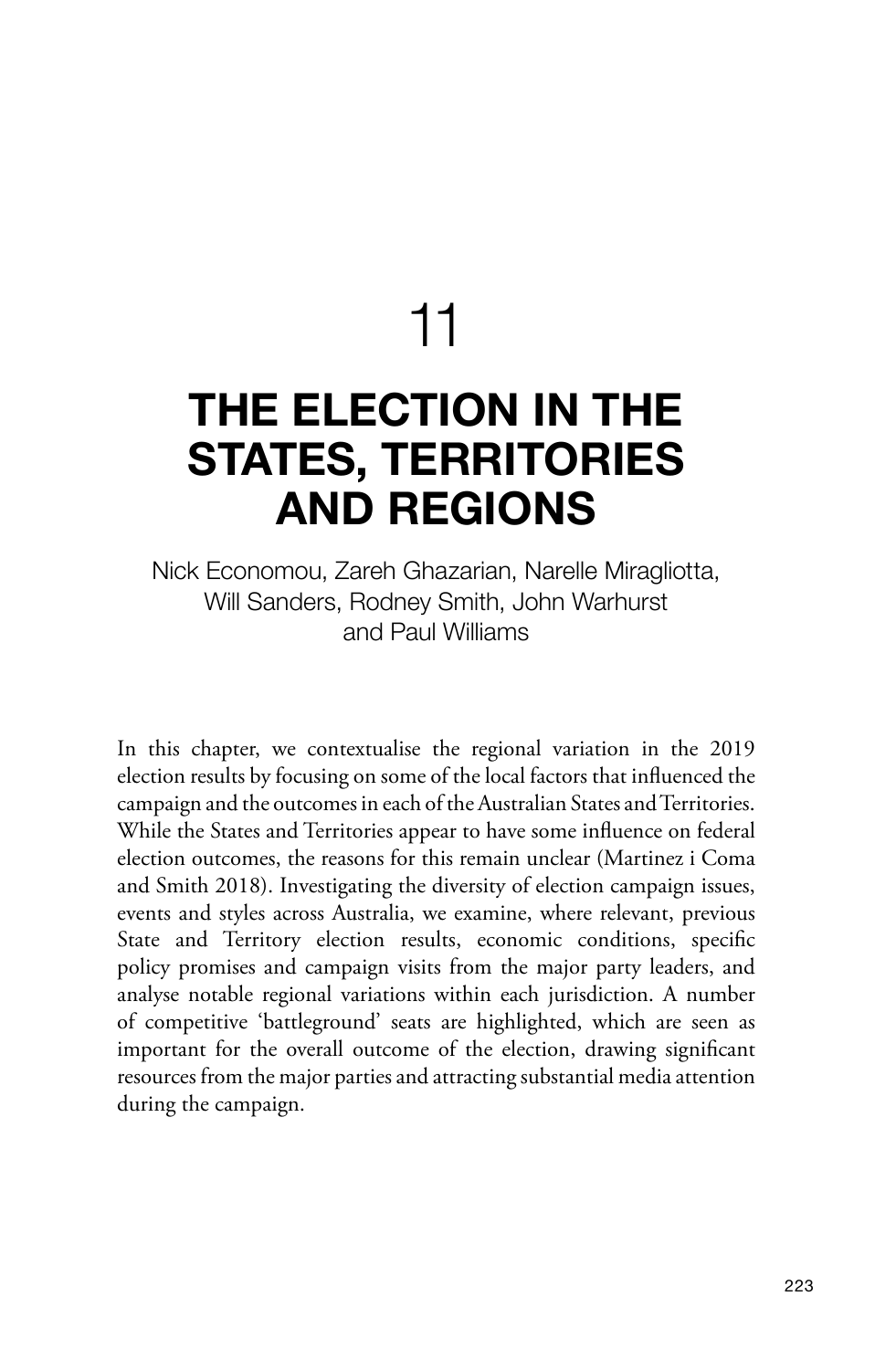# 11

# THE ELECTION IN THE STATES, TERRITORIES AND REGIONS

Nick Economou, Zareh Ghazarian, Narelle Miragliotta, Will Sanders, Rodney Smith, John Warhurst and Paul Williams

In this chapter, we contextualise the regional variation in the 2019 election results by focusing on some of the local factors that influenced the campaign and the outcomes in each of the Australian States and Territories. While the States and Territories appear to have some influence on federal election outcomes, the reasons for this remain unclear (Martinez i Coma and Smith 2018). Investigating the diversity of election campaign issues, events and styles across Australia, we examine, where relevant, previous State and Territory election results, economic conditions, specific policy promises and campaign visits from the major party leaders, and analyse notable regional variations within each jurisdiction. A number of competitive 'battleground' seats are highlighted, which are seen as important for the overall outcome of the election, drawing significant resources from the major parties and attracting substantial media attention during the campaign.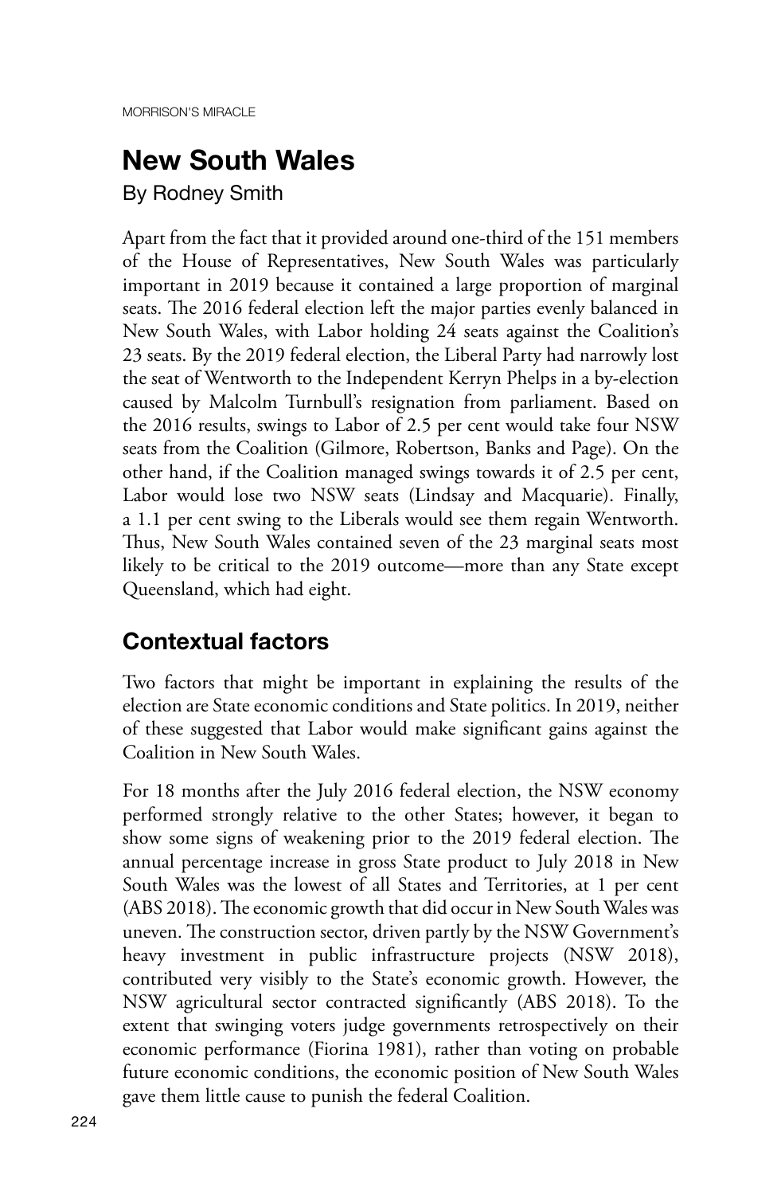# New South Wales

By Rodney Smith

Apart from the fact that it provided around one-third of the 151 members of the House of Representatives, New South Wales was particularly important in 2019 because it contained a large proportion of marginal seats. The 2016 federal election left the major parties evenly balanced in New South Wales, with Labor holding 24 seats against the Coalition's 23 seats. By the 2019 federal election, the Liberal Party had narrowly lost the seat of Wentworth to the Independent Kerryn Phelps in a by-election caused by Malcolm Turnbull's resignation from parliament. Based on the 2016 results, swings to Labor of 2.5 per cent would take four NSW seats from the Coalition (Gilmore, Robertson, Banks and Page). On the other hand, if the Coalition managed swings towards it of 2.5 per cent, Labor would lose two NSW seats (Lindsay and Macquarie). Finally, a 1.1 per cent swing to the Liberals would see them regain Wentworth. Thus, New South Wales contained seven of the 23 marginal seats most likely to be critical to the 2019 outcome—more than any State except Queensland, which had eight.

## Contextual factors

Two factors that might be important in explaining the results of the election are State economic conditions and State politics. In 2019, neither of these suggested that Labor would make significant gains against the Coalition in New South Wales.

For 18 months after the July 2016 federal election, the NSW economy performed strongly relative to the other States; however, it began to show some signs of weakening prior to the 2019 federal election. The annual percentage increase in gross State product to July 2018 in New South Wales was the lowest of all States and Territories, at 1 per cent (ABS 2018). The economic growth that did occur in New South Wales was uneven. The construction sector, driven partly by the NSW Government's heavy investment in public infrastructure projects (NSW 2018), contributed very visibly to the State's economic growth. However, the NSW agricultural sector contracted significantly (ABS 2018). To the extent that swinging voters judge governments retrospectively on their economic performance (Fiorina 1981), rather than voting on probable future economic conditions, the economic position of New South Wales gave them little cause to punish the federal Coalition.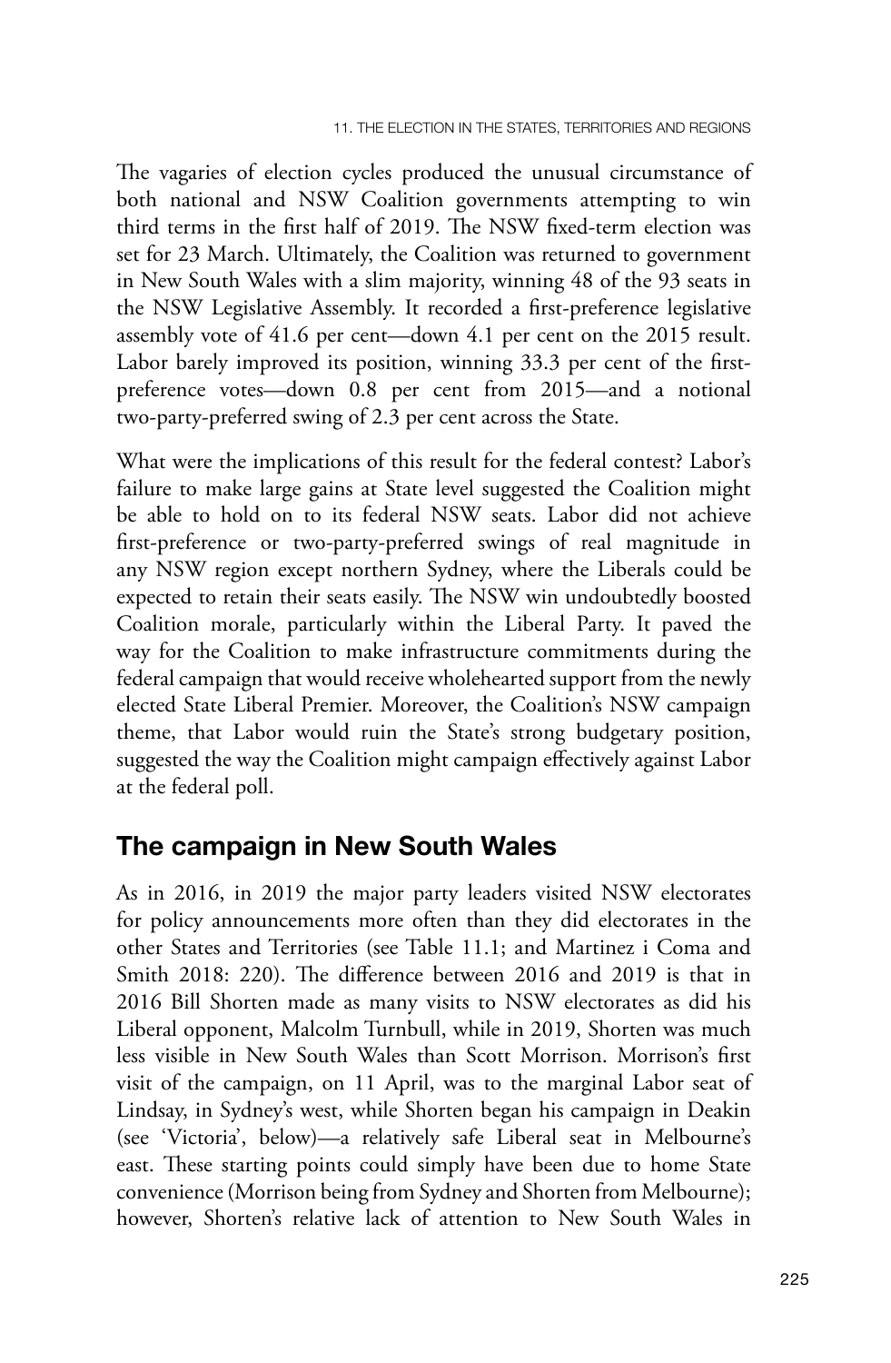The vagaries of election cycles produced the unusual circumstance of both national and NSW Coalition governments attempting to win third terms in the first half of 2019. The NSW fixed-term election was set for 23 March. Ultimately, the Coalition was returned to government in New South Wales with a slim majority, winning 48 of the 93 seats in the NSW Legislative Assembly. It recorded a first-preference legislative assembly vote of 41.6 per cent—down 4.1 per cent on the 2015 result. Labor barely improved its position, winning 33.3 per cent of the first-preference votes—down 0.8 per cent from 2015—and a notional two-party-preferred swing of 2.3 per cent across the State.

What were the implications of this result for the federal contest? Labor's failure to make large gains at State level suggested the Coalition might be able to hold on to its federal NSW seats. Labor did not achieve first-preference or two-party-preferred swings of real magnitude in any NSW region except northern Sydney, where the Liberals could be expected to retain their seats easily. The NSW win undoubtedly boosted Coalition morale, particularly within the Liberal Party. It paved the way for the Coalition to make infrastructure commitments during the federal campaign that would receive wholehearted support from the newly elected State Liberal Premier. Moreover, the Coalition's NSW campaign theme, that Labor would ruin the State's strong budgetary position, suggested the way the Coalition might campaign effectively against Labor at the federal poll.

## The campaign in New South Wales

As in 2016, in 2019 the major party leaders visited NSW electorates for policy announcements more often than they did electorates in the other States and Territories (see Table 11.1; and Martinez i Coma and Smith 2018: 220). The difference between 2016 and 2019 is that in 2016 Bill Shorten made as many visits to NSW electorates as did his Liberal opponent, Malcolm Turnbull, while in 2019, Shorten was much less visible in New South Wales than Scott Morrison. Morrison's first visit of the campaign, on 11 April, was to the marginal Labor seat of Lindsay, in Sydney's west, while Shorten began his campaign in Deakin (see 'Victoria', below)—a relatively safe Liberal seat in Melbourne's east. These starting points could simply have been due to home State convenience (Morrison being from Sydney and Shorten from Melbourne); however, Shorten's relative lack of attention to New South Wales in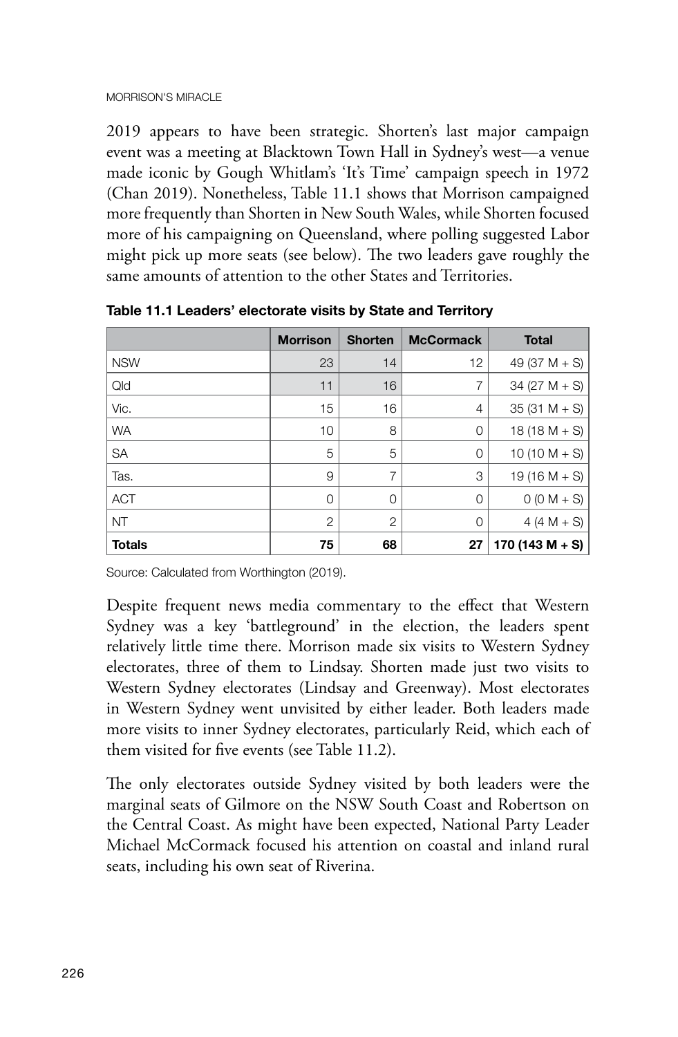2019 appears to have been strategic. Shorten's last major campaign event was a meeting at Blacktown Town Hall in Sydney's west—a venue made iconic by Gough Whitlam's 'It's Time' campaign speech in 1972 (Chan 2019). Nonetheless, Table 11.1 shows that Morrison campaigned more frequently than Shorten in New South Wales, while Shorten focused more of his campaigning on Queensland, where polling suggested Labor might pick up more seats (see below). The two leaders gave roughly the same amounts of attention to the other States and Territories.

**Table 11.1 Leaders' electorate visits by State and Territory**

| | Morrison | Shorten | McCormack | Total |
|---|---|---|---|---|
| NSW | 23 | 14 | 12 | 49 (37 M + S) |
| Qld | 11 | 16 | 7 | 34 (27 M + S) |
| Vic. | 15 | 16 | 4 | 35 (31 M + S) |
| WA | 10 | 8 | 0 | 18 (18 M + S) |
| SA | 5 | 5 | 0 | 10 (10 M + S) |
| Tas. | 9 | 7 | 3 | 19 (16 M + S) |
| ACT | 0 | 0 | 0 | 0 (0 M + S) |
| NT | 2 | 2 | 0 | 4 (4 M + S) |
| **Totals** | **75** | **68** | **27** | **170 (143 M + S)** |

Source: Calculated from Worthington (2019).

Despite frequent news media commentary to the effect that Western Sydney was a key 'battleground' in the election, the leaders spent relatively little time there. Morrison made six visits to Western Sydney electorates, three of them to Lindsay. Shorten made just two visits to Western Sydney electorates (Lindsay and Greenway). Most electorates in Western Sydney went unvisited by either leader. Both leaders made more visits to inner Sydney electorates, particularly Reid, which each of them visited for five events (see Table 11.2).

The only electorates outside Sydney visited by both leaders were the marginal seats of Gilmore on the NSW South Coast and Robertson on the Central Coast. As might have been expected, National Party Leader Michael McCormack focused his attention on coastal and inland rural seats, including his own seat of Riverina.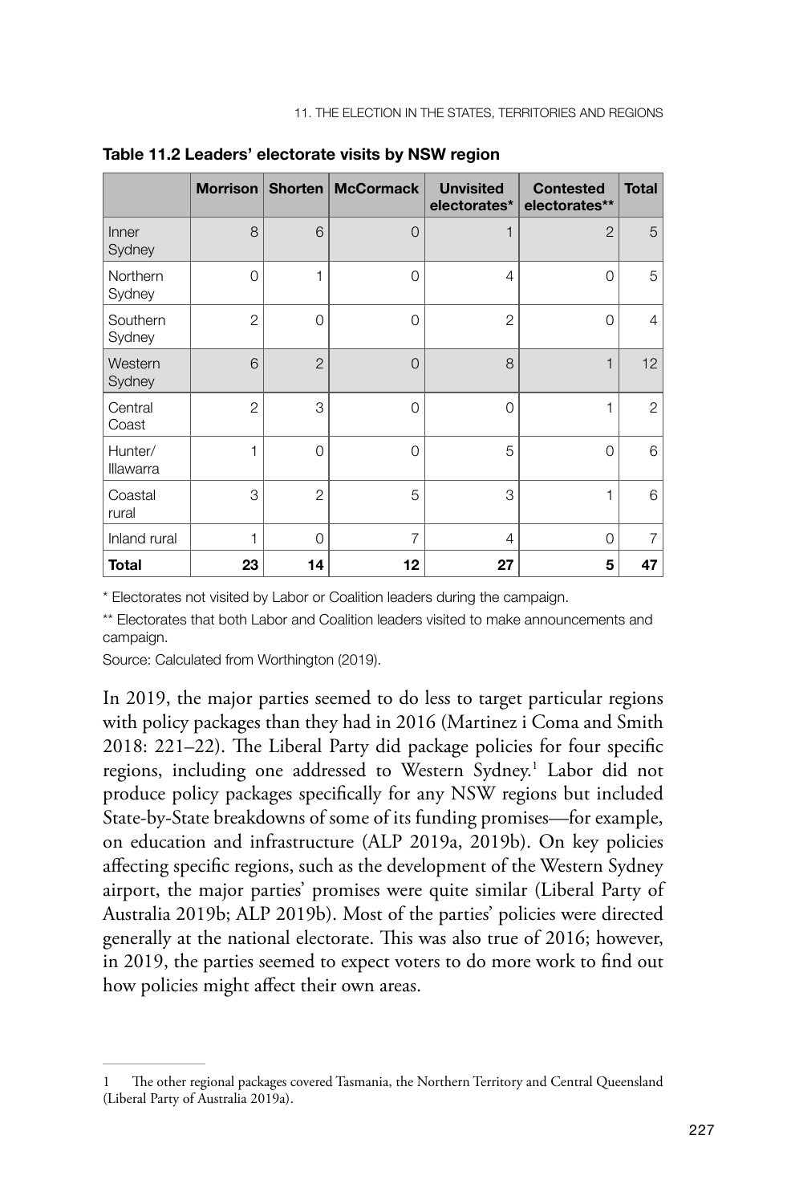**Table 11.2 Leaders' electorate visits by NSW region**

| | Morrison | Shorten | McCormack | Unvisited electorates* | Contested electorates** | Total |
|---|---|---|---|---|---|---|
| Inner Sydney | 8 | 6 | 0 | 1 | 2 | 5 |
| Northern Sydney | 0 | 1 | 0 | 4 | 0 | 5 |
| Southern Sydney | 2 | 0 | 0 | 2 | 0 | 4 |
| Western Sydney | 6 | 2 | 0 | 8 | 1 | 12 |
| Central Coast | 2 | 3 | 0 | 0 | 1 | 2 |
| Hunter/ Illawarra | 1 | 0 | 0 | 5 | 0 | 6 |
| Coastal rural | 3 | 2 | 5 | 3 | 1 | 6 |
| Inland rural | 1 | 0 | 7 | 4 | 0 | 7 |
| **Total** | **23** | **14** | **12** | **27** | **5** | **47** |

\* Electorates not visited by Labor or Coalition leaders during the campaign.

\*\* Electorates that both Labor and Coalition leaders visited to make announcements and campaign.

Source: Calculated from Worthington (2019).

In 2019, the major parties seemed to do less to target particular regions with policy packages than they had in 2016 (Martinez i Coma and Smith 2018: 221–22). The Liberal Party did package policies for four specific regions, including one addressed to Western Sydney.[1] Labor did not produce policy packages specifically for any NSW regions but included State-by-State breakdowns of some of its funding promises—for example, on education and infrastructure (ALP 2019a, 2019b). On key policies affecting specific regions, such as the development of the Western Sydney airport, the major parties' promises were quite similar (Liberal Party of Australia 2019b; ALP 2019b). Most of the parties' policies were directed generally at the national electorate. This was also true of 2016; however, in 2019, the parties seemed to expect voters to do more work to find out how policies might affect their own areas.

---

1 The other regional packages covered Tasmania, the Northern Territory and Central Queensland (Liberal Party of Australia 2019a).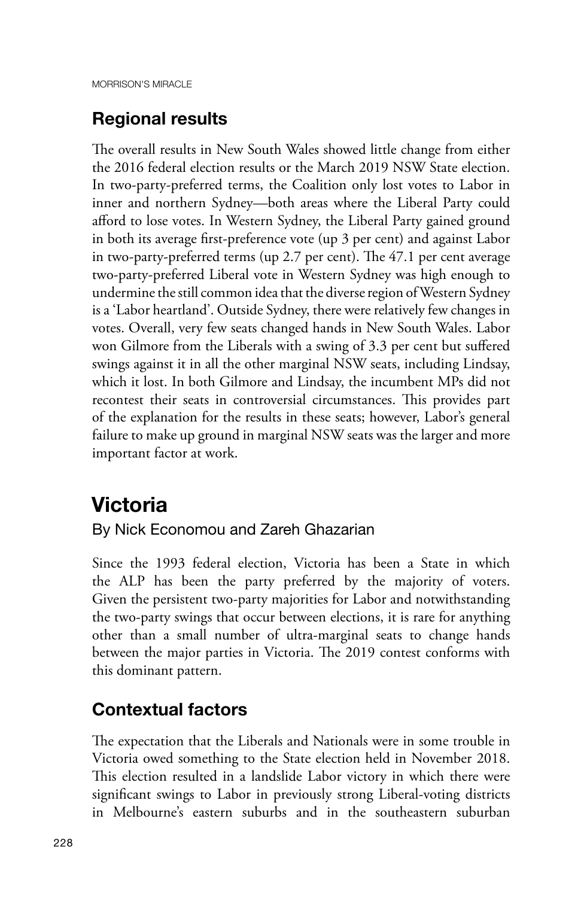## Regional results

The overall results in New South Wales showed little change from either the 2016 federal election results or the March 2019 NSW State election. In two-party-preferred terms, the Coalition only lost votes to Labor in inner and northern Sydney—both areas where the Liberal Party could afford to lose votes. In Western Sydney, the Liberal Party gained ground in both its average first-preference vote (up 3 per cent) and against Labor in two-party-preferred terms (up 2.7 per cent). The 47.1 per cent average two-party-preferred Liberal vote in Western Sydney was high enough to undermine the still common idea that the diverse region of Western Sydney is a 'Labor heartland'. Outside Sydney, there were relatively few changes in votes. Overall, very few seats changed hands in New South Wales. Labor won Gilmore from the Liberals with a swing of 3.3 per cent but suffered swings against it in all the other marginal NSW seats, including Lindsay, which it lost. In both Gilmore and Lindsay, the incumbent MPs did not recontest their seats in controversial circumstances. This provides part of the explanation for the results in these seats; however, Labor's general failure to make up ground in marginal NSW seats was the larger and more important factor at work.

# Victoria

By Nick Economou and Zareh Ghazarian

Since the 1993 federal election, Victoria has been a State in which the ALP has been the party preferred by the majority of voters. Given the persistent two-party majorities for Labor and notwithstanding the two-party swings that occur between elections, it is rare for anything other than a small number of ultra-marginal seats to change hands between the major parties in Victoria. The 2019 contest conforms with this dominant pattern.

## Contextual factors

The expectation that the Liberals and Nationals were in some trouble in Victoria owed something to the State election held in November 2018. This election resulted in a landslide Labor victory in which there were significant swings to Labor in previously strong Liberal-voting districts in Melbourne's eastern suburbs and in the southeastern suburban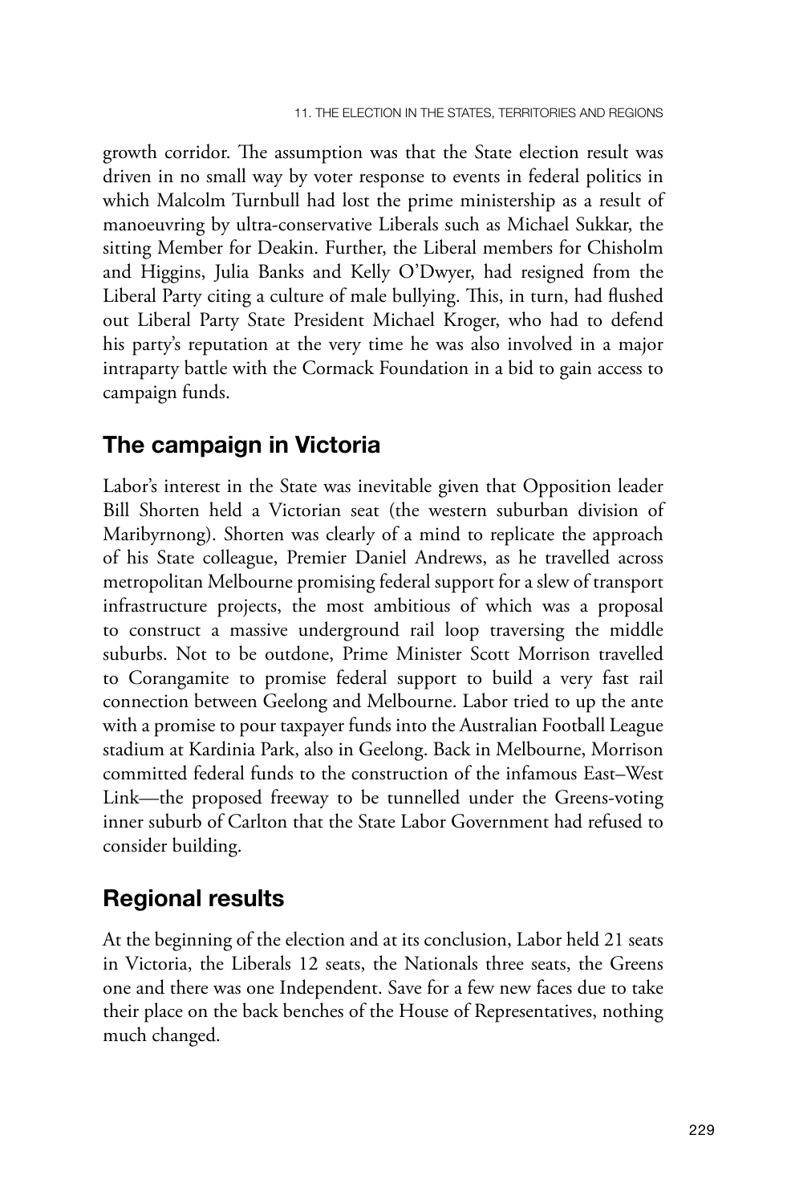growth corridor. The assumption was that the State election result was driven in no small way by voter response to events in federal politics in which Malcolm Turnbull had lost the prime ministership as a result of manoeuvring by ultra-conservative Liberals such as Michael Sukkar, the sitting Member for Deakin. Further, the Liberal members for Chisholm and Higgins, Julia Banks and Kelly O'Dwyer, had resigned from the Liberal Party citing a culture of male bullying. This, in turn, had flushed out Liberal Party State President Michael Kroger, who had to defend his party's reputation at the very time he was also involved in a major intraparty battle with the Cormack Foundation in a bid to gain access to campaign funds.

## The campaign in Victoria

Labor's interest in the State was inevitable given that Opposition leader Bill Shorten held a Victorian seat (the western suburban division of Maribyrnong). Shorten was clearly of a mind to replicate the approach of his State colleague, Premier Daniel Andrews, as he travelled across metropolitan Melbourne promising federal support for a slew of transport infrastructure projects, the most ambitious of which was a proposal to construct a massive underground rail loop traversing the middle suburbs. Not to be outdone, Prime Minister Scott Morrison travelled to Corangamite to promise federal support to build a very fast rail connection between Geelong and Melbourne. Labor tried to up the ante with a promise to pour taxpayer funds into the Australian Football League stadium at Kardinia Park, also in Geelong. Back in Melbourne, Morrison committed federal funds to the construction of the infamous East–West Link—the proposed freeway to be tunnelled under the Greens-voting inner suburb of Carlton that the State Labor Government had refused to consider building.

## Regional results

At the beginning of the election and at its conclusion, Labor held 21 seats in Victoria, the Liberals 12 seats, the Nationals three seats, the Greens one and there was one Independent. Save for a few new faces due to take their place on the back benches of the House of Representatives, nothing much changed.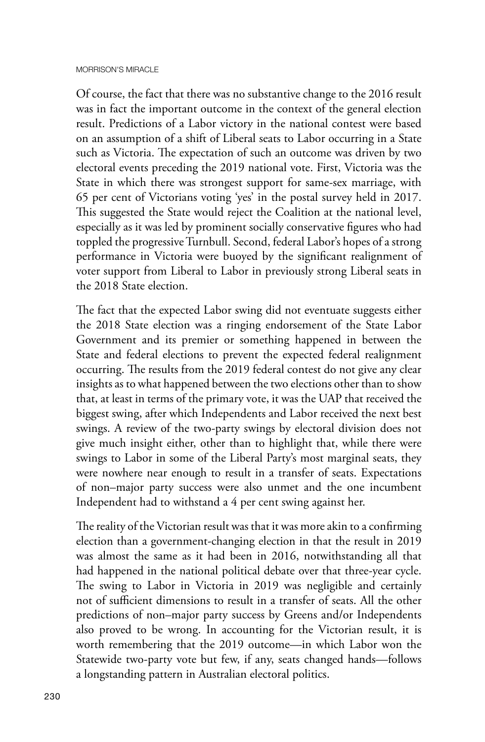Of course, the fact that there was no substantive change to the 2016 result was in fact the important outcome in the context of the general election result. Predictions of a Labor victory in the national contest were based on an assumption of a shift of Liberal seats to Labor occurring in a State such as Victoria. The expectation of such an outcome was driven by two electoral events preceding the 2019 national vote. First, Victoria was the State in which there was strongest support for same-sex marriage, with 65 per cent of Victorians voting 'yes' in the postal survey held in 2017. This suggested the State would reject the Coalition at the national level, especially as it was led by prominent socially conservative figures who had toppled the progressive Turnbull. Second, federal Labor's hopes of a strong performance in Victoria were buoyed by the significant realignment of voter support from Liberal to Labor in previously strong Liberal seats in the 2018 State election.

The fact that the expected Labor swing did not eventuate suggests either the 2018 State election was a ringing endorsement of the State Labor Government and its premier or something happened in between the State and federal elections to prevent the expected federal realignment occurring. The results from the 2019 federal contest do not give any clear insights as to what happened between the two elections other than to show that, at least in terms of the primary vote, it was the UAP that received the biggest swing, after which Independents and Labor received the next best swings. A review of the two-party swings by electoral division does not give much insight either, other than to highlight that, while there were swings to Labor in some of the Liberal Party's most marginal seats, they were nowhere near enough to result in a transfer of seats. Expectations of non–major party success were also unmet and the one incumbent Independent had to withstand a 4 per cent swing against her.

The reality of the Victorian result was that it was more akin to a confirming election than a government-changing election in that the result in 2019 was almost the same as it had been in 2016, notwithstanding all that had happened in the national political debate over that three-year cycle. The swing to Labor in Victoria in 2019 was negligible and certainly not of sufficient dimensions to result in a transfer of seats. All the other predictions of non–major party success by Greens and/or Independents also proved to be wrong. In accounting for the Victorian result, it is worth remembering that the 2019 outcome—in which Labor won the Statewide two-party vote but few, if any, seats changed hands—follows a longstanding pattern in Australian electoral politics.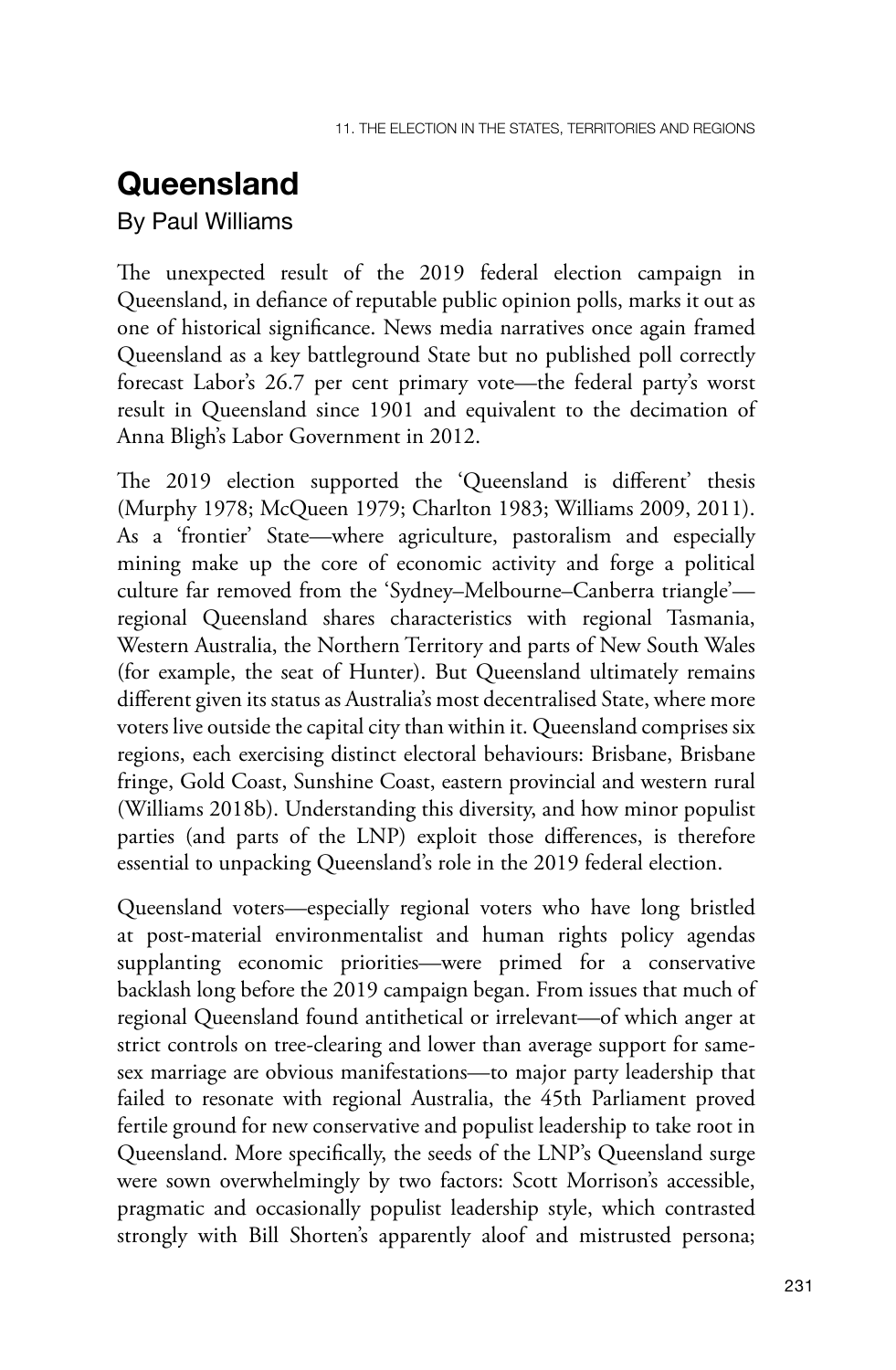# Queensland

By Paul Williams

The unexpected result of the 2019 federal election campaign in Queensland, in defiance of reputable public opinion polls, marks it out as one of historical significance. News media narratives once again framed Queensland as a key battleground State but no published poll correctly forecast Labor's 26.7 per cent primary vote—the federal party's worst result in Queensland since 1901 and equivalent to the decimation of Anna Bligh's Labor Government in 2012.

The 2019 election supported the 'Queensland is different' thesis (Murphy 1978; McQueen 1979; Charlton 1983; Williams 2009, 2011). As a 'frontier' State—where agriculture, pastoralism and especially mining make up the core of economic activity and forge a political culture far removed from the 'Sydney–Melbourne–Canberra triangle'—regional Queensland shares characteristics with regional Tasmania, Western Australia, the Northern Territory and parts of New South Wales (for example, the seat of Hunter). But Queensland ultimately remains different given its status as Australia's most decentralised State, where more voters live outside the capital city than within it. Queensland comprises six regions, each exercising distinct electoral behaviours: Brisbane, Brisbane fringe, Gold Coast, Sunshine Coast, eastern provincial and western rural (Williams 2018b). Understanding this diversity, and how minor populist parties (and parts of the LNP) exploit those differences, is therefore essential to unpacking Queensland's role in the 2019 federal election.

Queensland voters—especially regional voters who have long bristled at post-material environmentalist and human rights policy agendas supplanting economic priorities—were primed for a conservative backlash long before the 2019 campaign began. From issues that much of regional Queensland found antithetical or irrelevant—of which anger at strict controls on tree-clearing and lower than average support for same-sex marriage are obvious manifestations—to major party leadership that failed to resonate with regional Australia, the 45th Parliament proved fertile ground for new conservative and populist leadership to take root in Queensland. More specifically, the seeds of the LNP's Queensland surge were sown overwhelmingly by two factors: Scott Morrison's accessible, pragmatic and occasionally populist leadership style, which contrasted strongly with Bill Shorten's apparently aloof and mistrusted persona;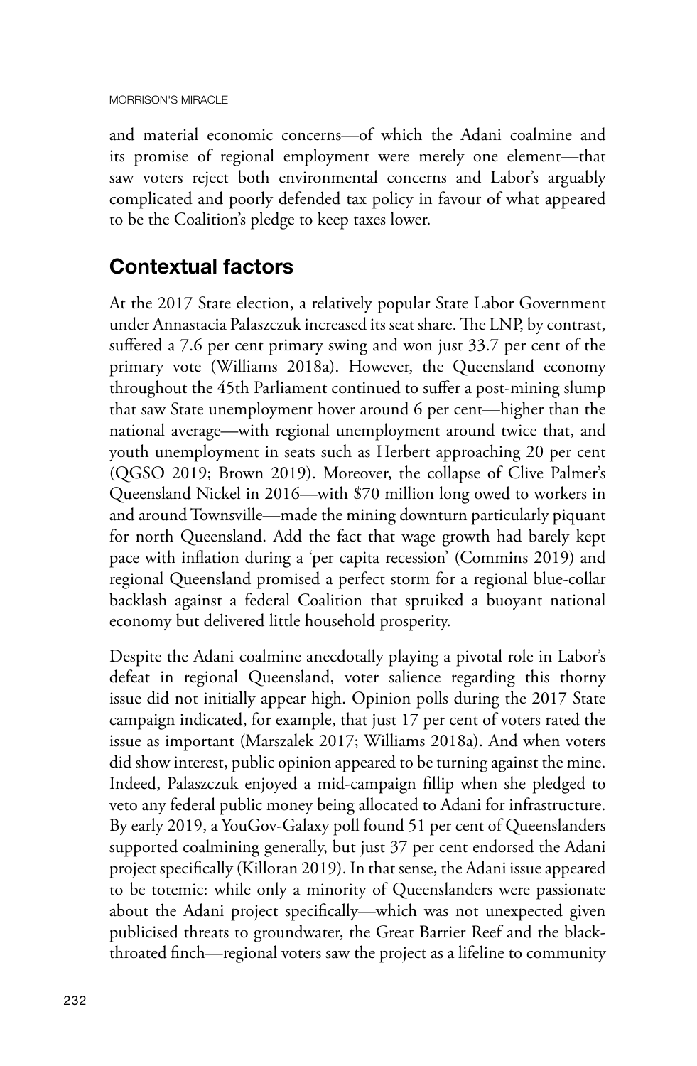and material economic concerns—of which the Adani coalmine and its promise of regional employment were merely one element—that saw voters reject both environmental concerns and Labor's arguably complicated and poorly defended tax policy in favour of what appeared to be the Coalition's pledge to keep taxes lower.

## Contextual factors

At the 2017 State election, a relatively popular State Labor Government under Annastacia Palaszczuk increased its seat share. The LNP, by contrast, suffered a 7.6 per cent primary swing and won just 33.7 per cent of the primary vote (Williams 2018a). However, the Queensland economy throughout the 45th Parliament continued to suffer a post-mining slump that saw State unemployment hover around 6 per cent—higher than the national average—with regional unemployment around twice that, and youth unemployment in seats such as Herbert approaching 20 per cent (QGSO 2019; Brown 2019). Moreover, the collapse of Clive Palmer's Queensland Nickel in 2016—with $70 million long owed to workers in and around Townsville—made the mining downturn particularly piquant for north Queensland. Add the fact that wage growth had barely kept pace with inflation during a 'per capita recession' (Commins 2019) and regional Queensland promised a perfect storm for a regional blue-collar backlash against a federal Coalition that spruiked a buoyant national economy but delivered little household prosperity.

Despite the Adani coalmine anecdotally playing a pivotal role in Labor's defeat in regional Queensland, voter salience regarding this thorny issue did not initially appear high. Opinion polls during the 2017 State campaign indicated, for example, that just 17 per cent of voters rated the issue as important (Marszalek 2017; Williams 2018a). And when voters did show interest, public opinion appeared to be turning against the mine. Indeed, Palaszczuk enjoyed a mid-campaign fillip when she pledged to veto any federal public money being allocated to Adani for infrastructure. By early 2019, a YouGov-Galaxy poll found 51 per cent of Queenslanders supported coalmining generally, but just 37 per cent endorsed the Adani project specifically (Killoran 2019). In that sense, the Adani issue appeared to be totemic: while only a minority of Queenslanders were passionate about the Adani project specifically—which was not unexpected given publicised threats to groundwater, the Great Barrier Reef and the black-throated finch—regional voters saw the project as a lifeline to community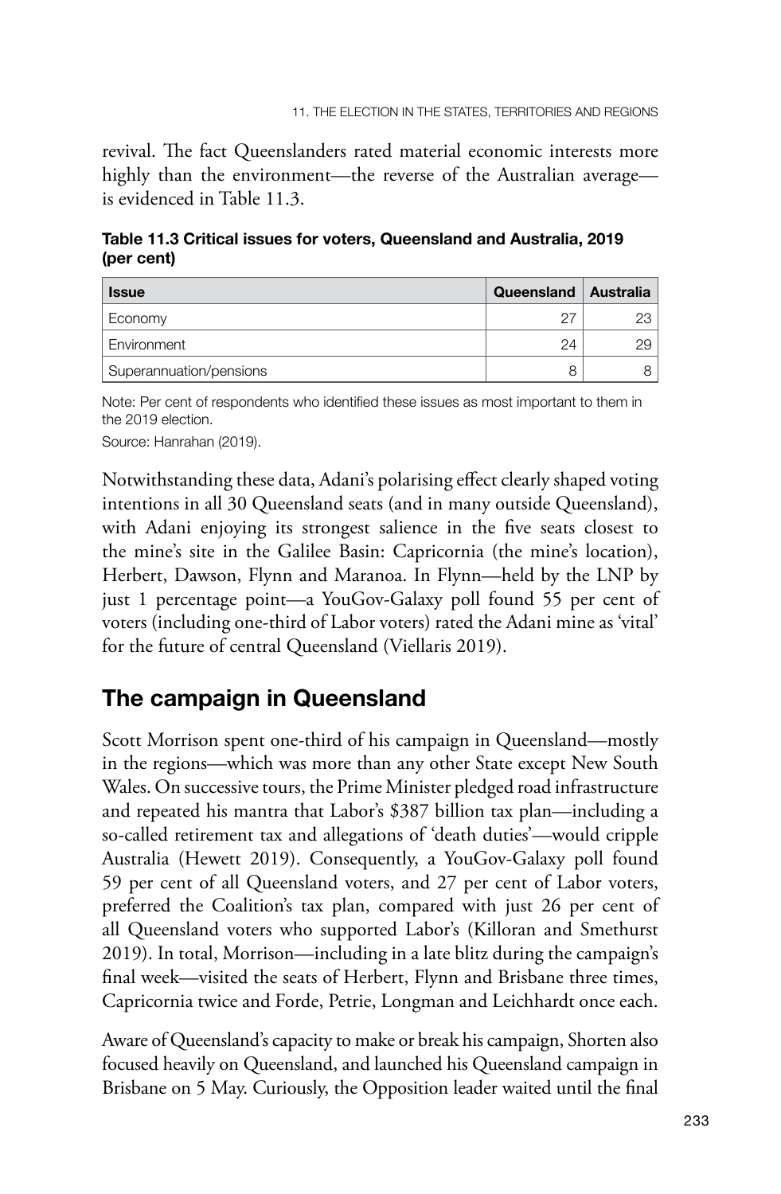revival. The fact Queenslanders rated material economic interests more highly than the environment—the reverse of the Australian average—is evidenced in Table 11.3.

**Table 11.3 Critical issues for voters, Queensland and Australia, 2019 (per cent)**

| Issue | Queensland | Australia |
|---|---|---|
| Economy | 27 | 23 |
| Environment | 24 | 29 |
| Superannuation/pensions | 8 | 8 |

Note: Per cent of respondents who identified these issues as most important to them in the 2019 election.

Source: Hanrahan (2019).

Notwithstanding these data, Adani's polarising effect clearly shaped voting intentions in all 30 Queensland seats (and in many outside Queensland), with Adani enjoying its strongest salience in the five seats closest to the mine's site in the Galilee Basin: Capricornia (the mine's location), Herbert, Dawson, Flynn and Maranoa. In Flynn—held by the LNP by just 1 percentage point—a YouGov-Galaxy poll found 55 per cent of voters (including one-third of Labor voters) rated the Adani mine as 'vital' for the future of central Queensland (Viellaris 2019).

## The campaign in Queensland

Scott Morrison spent one-third of his campaign in Queensland—mostly in the regions—which was more than any other State except New South Wales. On successive tours, the Prime Minister pledged road infrastructure and repeated his mantra that Labor's $387 billion tax plan—including a so-called retirement tax and allegations of 'death duties'—would cripple Australia (Hewett 2019). Consequently, a YouGov-Galaxy poll found 59 per cent of all Queensland voters, and 27 per cent of Labor voters, preferred the Coalition's tax plan, compared with just 26 per cent of all Queensland voters who supported Labor's (Killoran and Smethurst 2019). In total, Morrison—including in a late blitz during the campaign's final week—visited the seats of Herbert, Flynn and Brisbane three times, Capricornia twice and Forde, Petrie, Longman and Leichhardt once each.

Aware of Queensland's capacity to make or break his campaign, Shorten also focused heavily on Queensland, and launched his Queensland campaign in Brisbane on 5 May. Curiously, the Opposition leader waited until the final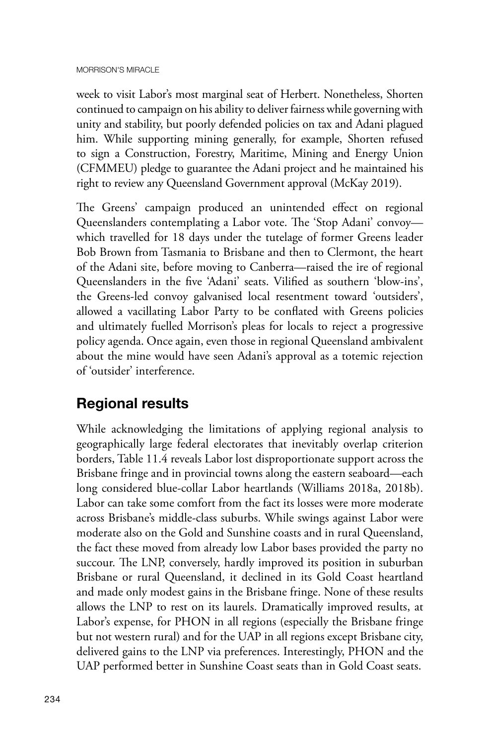week to visit Labor's most marginal seat of Herbert. Nonetheless, Shorten continued to campaign on his ability to deliver fairness while governing with unity and stability, but poorly defended policies on tax and Adani plagued him. While supporting mining generally, for example, Shorten refused to sign a Construction, Forestry, Maritime, Mining and Energy Union (CFMMEU) pledge to guarantee the Adani project and he maintained his right to review any Queensland Government approval (McKay 2019).

The Greens' campaign produced an unintended effect on regional Queenslanders contemplating a Labor vote. The 'Stop Adani' convoy—which travelled for 18 days under the tutelage of former Greens leader Bob Brown from Tasmania to Brisbane and then to Clermont, the heart of the Adani site, before moving to Canberra—raised the ire of regional Queenslanders in the five 'Adani' seats. Vilified as southern 'blow-ins', the Greens-led convoy galvanised local resentment toward 'outsiders', allowed a vacillating Labor Party to be conflated with Greens policies and ultimately fuelled Morrison's pleas for locals to reject a progressive policy agenda. Once again, even those in regional Queensland ambivalent about the mine would have seen Adani's approval as a totemic rejection of 'outsider' interference.

## Regional results

While acknowledging the limitations of applying regional analysis to geographically large federal electorates that inevitably overlap criterion borders, Table 11.4 reveals Labor lost disproportionate support across the Brisbane fringe and in provincial towns along the eastern seaboard—each long considered blue-collar Labor heartlands (Williams 2018a, 2018b). Labor can take some comfort from the fact its losses were more moderate across Brisbane's middle-class suburbs. While swings against Labor were moderate also on the Gold and Sunshine coasts and in rural Queensland, the fact these moved from already low Labor bases provided the party no succour. The LNP, conversely, hardly improved its position in suburban Brisbane or rural Queensland, it declined in its Gold Coast heartland and made only modest gains in the Brisbane fringe. None of these results allows the LNP to rest on its laurels. Dramatically improved results, at Labor's expense, for PHON in all regions (especially the Brisbane fringe but not western rural) and for the UAP in all regions except Brisbane city, delivered gains to the LNP via preferences. Interestingly, PHON and the UAP performed better in Sunshine Coast seats than in Gold Coast seats.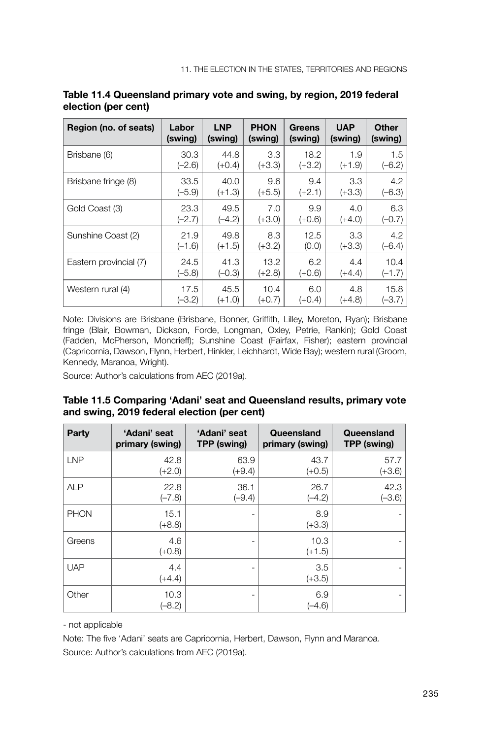**Table 11.4 Queensland primary vote and swing, by region, 2019 federal election (per cent)**

| Region (no. of seats) | Labor (swing) | LNP (swing) | PHON (swing) | Greens (swing) | UAP (swing) | Other (swing) |
|---|---|---|---|---|---|---|
| Brisbane (6) | 30.3 (–2.6) | 44.8 (+0.4) | 3.3 (+3.3) | 18.2 (+3.2) | 1.9 (+1.9) | 1.5 (–6.2) |
| Brisbane fringe (8) | 33.5 (–5.9) | 40.0 (+1.3) | 9.6 (+5.5) | 9.4 (+2.1) | 3.3 (+3.3) | 4.2 (–6.3) |
| Gold Coast (3) | 23.3 (–2.7) | 49.5 (–4.2) | 7.0 (+3.0) | 9.9 (+0.6) | 4.0 (+4.0) | 6.3 (–0.7) |
| Sunshine Coast (2) | 21.9 (–1.6) | 49.8 (+1.5) | 8.3 (+3.2) | 12.5 (0.0) | 3.3 (+3.3) | 4.2 (–6.4) |
| Eastern provincial (7) | 24.5 (–5.8) | 41.3 (–0.3) | 13.2 (+2.8) | 6.2 (+0.6) | 4.4 (+4.4) | 10.4 (–1.7) |
| Western rural (4) | 17.5 (–3.2) | 45.5 (+1.0) | 10.4 (+0.7) | 6.0 (+0.4) | 4.8 (+4.8) | 15.8 (–3.7) |

Note: Divisions are Brisbane (Brisbane, Bonner, Griffith, Lilley, Moreton, Ryan); Brisbane fringe (Blair, Bowman, Dickson, Forde, Longman, Oxley, Petrie, Rankin); Gold Coast (Fadden, McPherson, Moncrieff); Sunshine Coast (Fairfax, Fisher); eastern provincial (Capricornia, Dawson, Flynn, Herbert, Hinkler, Leichhardt, Wide Bay); western rural (Groom, Kennedy, Maranoa, Wright).

Source: Author's calculations from AEC (2019a).

**Table 11.5 Comparing 'Adani' seat and Queensland results, primary vote and swing, 2019 federal election (per cent)**

| Party | 'Adani' seat primary (swing) | 'Adani' seat TPP (swing) | Queensland primary (swing) | Queensland TPP (swing) |
|---|---|---|---|---|
| LNP | 42.8 (+2.0) | 63.9 (+9.4) | 43.7 (+0.5) | 57.7 (+3.6) |
| ALP | 22.8 (–7.8) | 36.1 (–9.4) | 26.7 (–4.2) | 42.3 (–3.6) |
| PHON | 15.1 (+8.8) | - | 8.9 (+3.3) | - |
| Greens | 4.6 (+0.8) | - | 10.3 (+1.5) | - |
| UAP | 4.4 (+4.4) | - | 3.5 (+3.5) | - |
| Other | 10.3 (–8.2) | - | 6.9 (–4.6) | - |

- not applicable

Note: The five 'Adani' seats are Capricornia, Herbert, Dawson, Flynn and Maranoa.

Source: Author's calculations from AEC (2019a).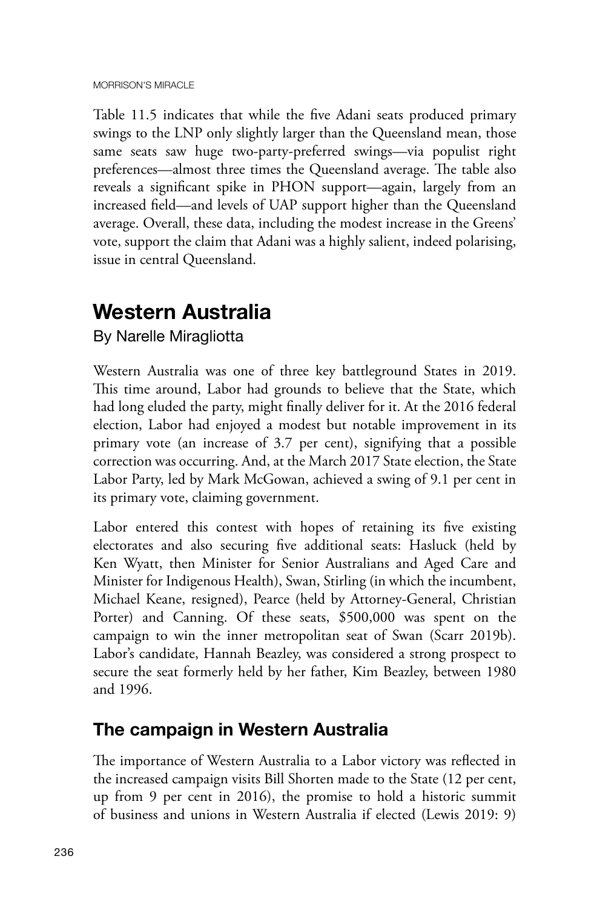Table 11.5 indicates that while the five Adani seats produced primary swings to the LNP only slightly larger than the Queensland mean, those same seats saw huge two-party-preferred swings—via populist right preferences—almost three times the Queensland average. The table also reveals a significant spike in PHON support—again, largely from an increased field—and levels of UAP support higher than the Queensland average. Overall, these data, including the modest increase in the Greens' vote, support the claim that Adani was a highly salient, indeed polarising, issue in central Queensland.

# Western Australia

By Narelle Miragliotta

Western Australia was one of three key battleground States in 2019. This time around, Labor had grounds to believe that the State, which had long eluded the party, might finally deliver for it. At the 2016 federal election, Labor had enjoyed a modest but notable improvement in its primary vote (an increase of 3.7 per cent), signifying that a possible correction was occurring. And, at the March 2017 State election, the State Labor Party, led by Mark McGowan, achieved a swing of 9.1 per cent in its primary vote, claiming government.

Labor entered this contest with hopes of retaining its five existing electorates and also securing five additional seats: Hasluck (held by Ken Wyatt, then Minister for Senior Australians and Aged Care and Minister for Indigenous Health), Swan, Stirling (in which the incumbent, Michael Keane, resigned), Pearce (held by Attorney-General, Christian Porter) and Canning. Of these seats, $500,000 was spent on the campaign to win the inner metropolitan seat of Swan (Scarr 2019b). Labor's candidate, Hannah Beazley, was considered a strong prospect to secure the seat formerly held by her father, Kim Beazley, between 1980 and 1996.

## The campaign in Western Australia

The importance of Western Australia to a Labor victory was reflected in the increased campaign visits Bill Shorten made to the State (12 per cent, up from 9 per cent in 2016), the promise to hold a historic summit of business and unions in Western Australia if elected (Lewis 2019: 9)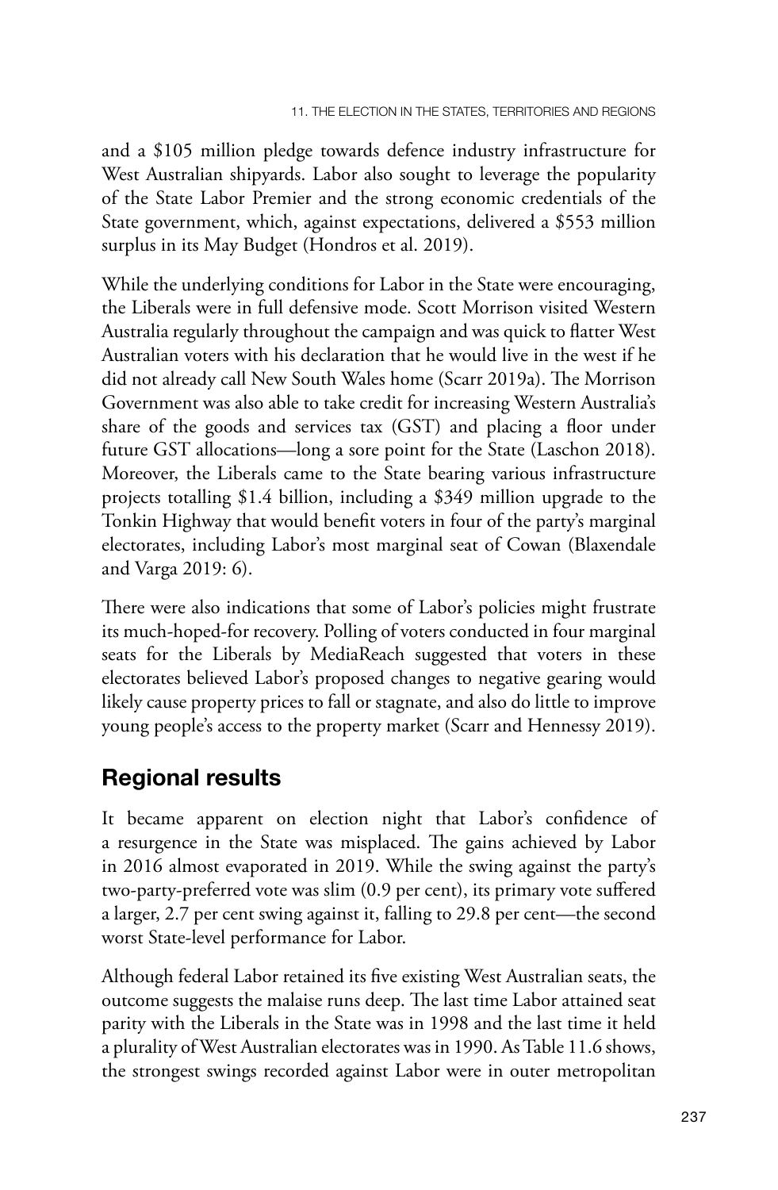and a $105 million pledge towards defence industry infrastructure for West Australian shipyards. Labor also sought to leverage the popularity of the State Labor Premier and the strong economic credentials of the State government, which, against expectations, delivered a $553 million surplus in its May Budget (Hondros et al. 2019).

While the underlying conditions for Labor in the State were encouraging, the Liberals were in full defensive mode. Scott Morrison visited Western Australia regularly throughout the campaign and was quick to flatter West Australian voters with his declaration that he would live in the west if he did not already call New South Wales home (Scarr 2019a). The Morrison Government was also able to take credit for increasing Western Australia's share of the goods and services tax (GST) and placing a floor under future GST allocations—long a sore point for the State (Laschon 2018). Moreover, the Liberals came to the State bearing various infrastructure projects totalling $1.4 billion, including a $349 million upgrade to the Tonkin Highway that would benefit voters in four of the party's marginal electorates, including Labor's most marginal seat of Cowan (Blaxendale and Varga 2019: 6).

There were also indications that some of Labor's policies might frustrate its much-hoped-for recovery. Polling of voters conducted in four marginal seats for the Liberals by MediaReach suggested that voters in these electorates believed Labor's proposed changes to negative gearing would likely cause property prices to fall or stagnate, and also do little to improve young people's access to the property market (Scarr and Hennessy 2019).

## Regional results

It became apparent on election night that Labor's confidence of a resurgence in the State was misplaced. The gains achieved by Labor in 2016 almost evaporated in 2019. While the swing against the party's two-party-preferred vote was slim (0.9 per cent), its primary vote suffered a larger, 2.7 per cent swing against it, falling to 29.8 per cent—the second worst State-level performance for Labor.

Although federal Labor retained its five existing West Australian seats, the outcome suggests the malaise runs deep. The last time Labor attained seat parity with the Liberals in the State was in 1998 and the last time it held a plurality of West Australian electorates was in 1990. As Table 11.6 shows, the strongest swings recorded against Labor were in outer metropolitan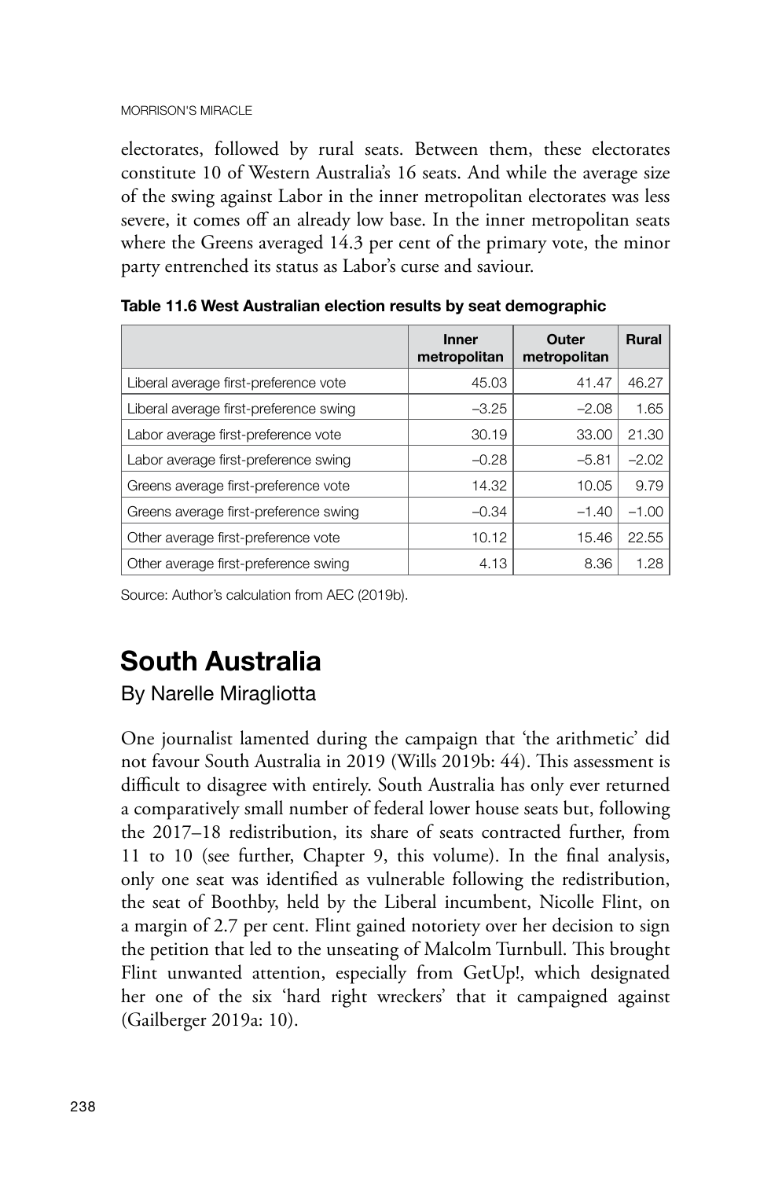electorates, followed by rural seats. Between them, these electorates constitute 10 of Western Australia's 16 seats. And while the average size of the swing against Labor in the inner metropolitan electorates was less severe, it comes off an already low base. In the inner metropolitan seats where the Greens averaged 14.3 per cent of the primary vote, the minor party entrenched its status as Labor's curse and saviour.

**Table 11.6 West Australian election results by seat demographic**

| | Inner metropolitan | Outer metropolitan | Rural |
|---|---|---|---|
| Liberal average first-preference vote | 45.03 | 41.47 | 46.27 |
| Liberal average first-preference swing | –3.25 | –2.08 | 1.65 |
| Labor average first-preference vote | 30.19 | 33.00 | 21.30 |
| Labor average first-preference swing | –0.28 | –5.81 | –2.02 |
| Greens average first-preference vote | 14.32 | 10.05 | 9.79 |
| Greens average first-preference swing | –0.34 | –1.40 | –1.00 |
| Other average first-preference vote | 10.12 | 15.46 | 22.55 |
| Other average first-preference swing | 4.13 | 8.36 | 1.28 |

Source: Author's calculation from AEC (2019b).

## South Australia

By Narelle Miragliotta

One journalist lamented during the campaign that 'the arithmetic' did not favour South Australia in 2019 (Wills 2019b: 44). This assessment is difficult to disagree with entirely. South Australia has only ever returned a comparatively small number of federal lower house seats but, following the 2017–18 redistribution, its share of seats contracted further, from 11 to 10 (see further, Chapter 9, this volume). In the final analysis, only one seat was identified as vulnerable following the redistribution, the seat of Boothby, held by the Liberal incumbent, Nicolle Flint, on a margin of 2.7 per cent. Flint gained notoriety over her decision to sign the petition that led to the unseating of Malcolm Turnbull. This brought Flint unwanted attention, especially from GetUp!, which designated her one of the six 'hard right wreckers' that it campaigned against (Gailberger 2019a: 10).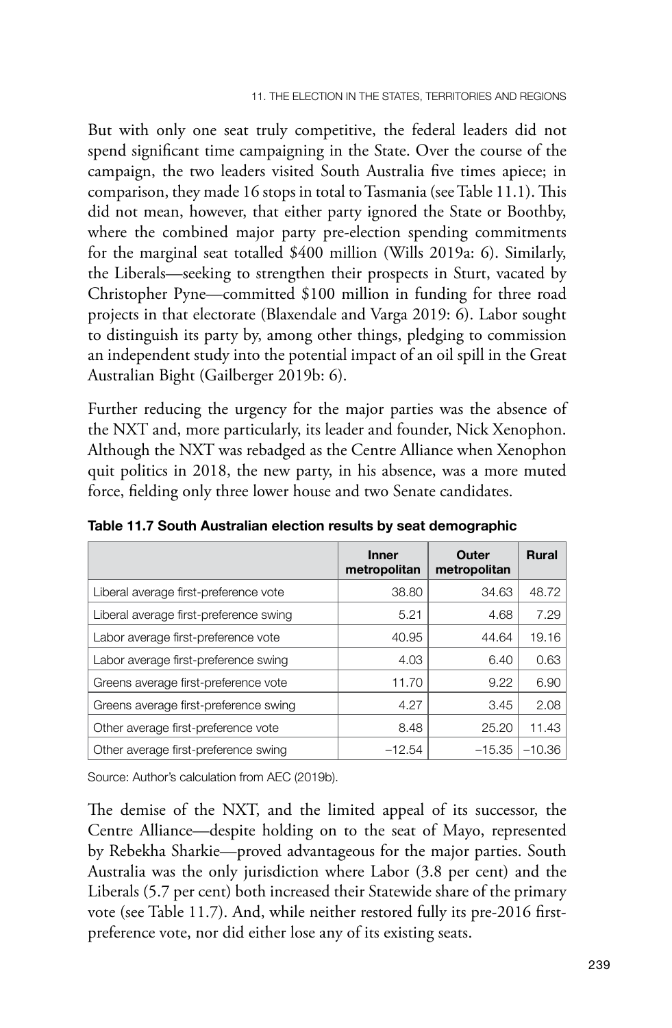But with only one seat truly competitive, the federal leaders did not spend significant time campaigning in the State. Over the course of the campaign, the two leaders visited South Australia five times apiece; in comparison, they made 16 stops in total to Tasmania (see Table 11.1). This did not mean, however, that either party ignored the State or Boothby, where the combined major party pre-election spending commitments for the marginal seat totalled $400 million (Wills 2019a: 6). Similarly, the Liberals—seeking to strengthen their prospects in Sturt, vacated by Christopher Pyne—committed $100 million in funding for three road projects in that electorate (Blaxendale and Varga 2019: 6). Labor sought to distinguish its party by, among other things, pledging to commission an independent study into the potential impact of an oil spill in the Great Australian Bight (Gailberger 2019b: 6).

Further reducing the urgency for the major parties was the absence of the NXT and, more particularly, its leader and founder, Nick Xenophon. Although the NXT was rebadged as the Centre Alliance when Xenophon quit politics in 2018, the new party, in his absence, was a more muted force, fielding only three lower house and two Senate candidates.

**Table 11.7 South Australian election results by seat demographic**

| | Inner metropolitan | Outer metropolitan | Rural |
|---|---|---|---|
| Liberal average first-preference vote | 38.80 | 34.63 | 48.72 |
| Liberal average first-preference swing | 5.21 | 4.68 | 7.29 |
| Labor average first-preference vote | 40.95 | 44.64 | 19.16 |
| Labor average first-preference swing | 4.03 | 6.40 | 0.63 |
| Greens average first-preference vote | 11.70 | 9.22 | 6.90 |
| Greens average first-preference swing | 4.27 | 3.45 | 2.08 |
| Other average first-preference vote | 8.48 | 25.20 | 11.43 |
| Other average first-preference swing | –12.54 | –15.35 | –10.36 |

Source: Author's calculation from AEC (2019b).

The demise of the NXT, and the limited appeal of its successor, the Centre Alliance—despite holding on to the seat of Mayo, represented by Rebekha Sharkie—proved advantageous for the major parties. South Australia was the only jurisdiction where Labor (3.8 per cent) and the Liberals (5.7 per cent) both increased their Statewide share of the primary vote (see Table 11.7). And, while neither restored fully its pre-2016 first-preference vote, nor did either lose any of its existing seats.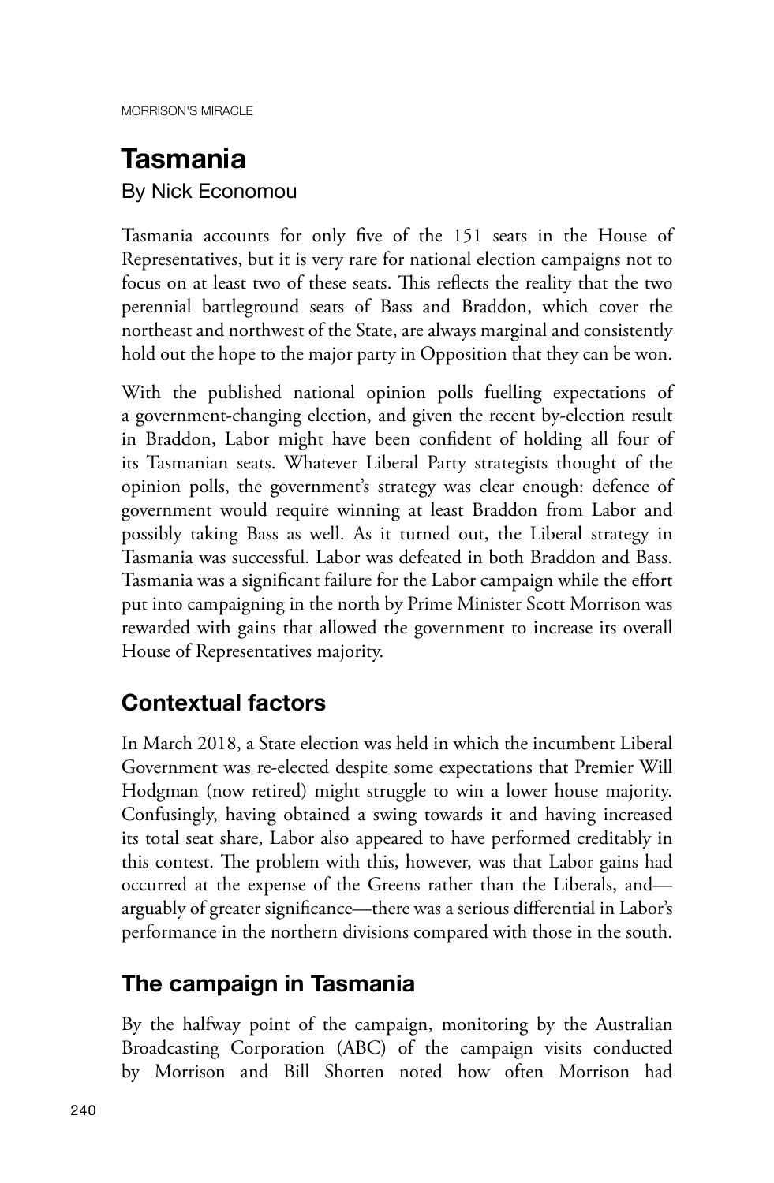# Tasmania

By Nick Economou

Tasmania accounts for only five of the 151 seats in the House of Representatives, but it is very rare for national election campaigns not to focus on at least two of these seats. This reflects the reality that the two perennial battleground seats of Bass and Braddon, which cover the northeast and northwest of the State, are always marginal and consistently hold out the hope to the major party in Opposition that they can be won.

With the published national opinion polls fuelling expectations of a government-changing election, and given the recent by-election result in Braddon, Labor might have been confident of holding all four of its Tasmanian seats. Whatever Liberal Party strategists thought of the opinion polls, the government's strategy was clear enough: defence of government would require winning at least Braddon from Labor and possibly taking Bass as well. As it turned out, the Liberal strategy in Tasmania was successful. Labor was defeated in both Braddon and Bass. Tasmania was a significant failure for the Labor campaign while the effort put into campaigning in the north by Prime Minister Scott Morrison was rewarded with gains that allowed the government to increase its overall House of Representatives majority.

## Contextual factors

In March 2018, a State election was held in which the incumbent Liberal Government was re-elected despite some expectations that Premier Will Hodgman (now retired) might struggle to win a lower house majority. Confusingly, having obtained a swing towards it and having increased its total seat share, Labor also appeared to have performed creditably in this contest. The problem with this, however, was that Labor gains had occurred at the expense of the Greens rather than the Liberals, and—arguably of greater significance—there was a serious differential in Labor's performance in the northern divisions compared with those in the south.

## The campaign in Tasmania

By the halfway point of the campaign, monitoring by the Australian Broadcasting Corporation (ABC) of the campaign visits conducted by Morrison and Bill Shorten noted how often Morrison had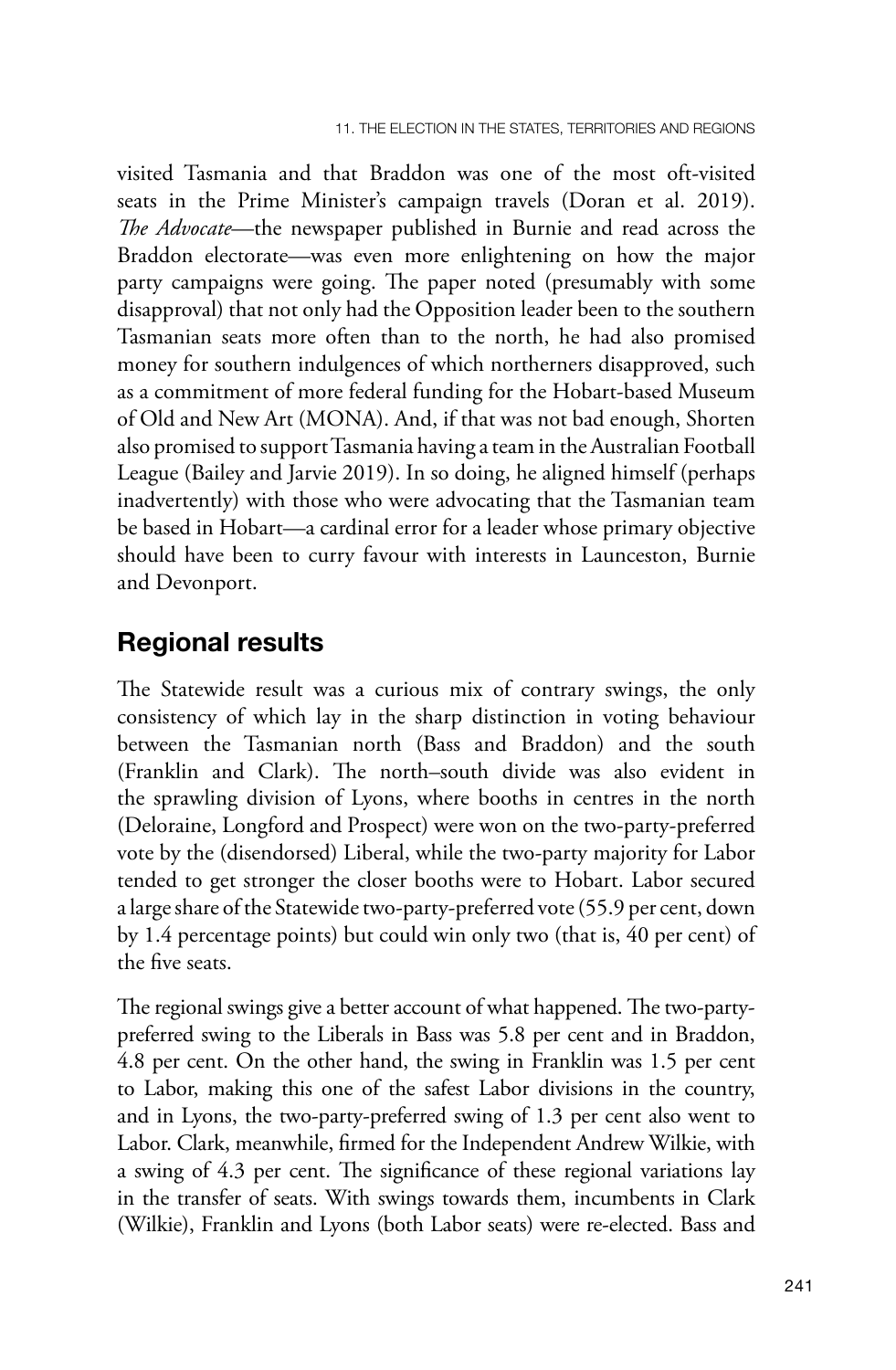visited Tasmania and that Braddon was one of the most oft-visited seats in the Prime Minister's campaign travels (Doran et al. 2019). *The Advocate*—the newspaper published in Burnie and read across the Braddon electorate—was even more enlightening on how the major party campaigns were going. The paper noted (presumably with some disapproval) that not only had the Opposition leader been to the southern Tasmanian seats more often than to the north, he had also promised money for southern indulgences of which northerners disapproved, such as a commitment of more federal funding for the Hobart-based Museum of Old and New Art (MONA). And, if that was not bad enough, Shorten also promised to support Tasmania having a team in the Australian Football League (Bailey and Jarvie 2019). In so doing, he aligned himself (perhaps inadvertently) with those who were advocating that the Tasmanian team be based in Hobart—a cardinal error for a leader whose primary objective should have been to curry favour with interests in Launceston, Burnie and Devonport.

## Regional results

The Statewide result was a curious mix of contrary swings, the only consistency of which lay in the sharp distinction in voting behaviour between the Tasmanian north (Bass and Braddon) and the south (Franklin and Clark). The north–south divide was also evident in the sprawling division of Lyons, where booths in centres in the north (Deloraine, Longford and Prospect) were won on the two-party-preferred vote by the (disendorsed) Liberal, while the two-party majority for Labor tended to get stronger the closer booths were to Hobart. Labor secured a large share of the Statewide two-party-preferred vote (55.9 per cent, down by 1.4 percentage points) but could win only two (that is, 40 per cent) of the five seats.

The regional swings give a better account of what happened. The two-party-preferred swing to the Liberals in Bass was 5.8 per cent and in Braddon, 4.8 per cent. On the other hand, the swing in Franklin was 1.5 per cent to Labor, making this one of the safest Labor divisions in the country, and in Lyons, the two-party-preferred swing of 1.3 per cent also went to Labor. Clark, meanwhile, firmed for the Independent Andrew Wilkie, with a swing of 4.3 per cent. The significance of these regional variations lay in the transfer of seats. With swings towards them, incumbents in Clark (Wilkie), Franklin and Lyons (both Labor seats) were re-elected. Bass and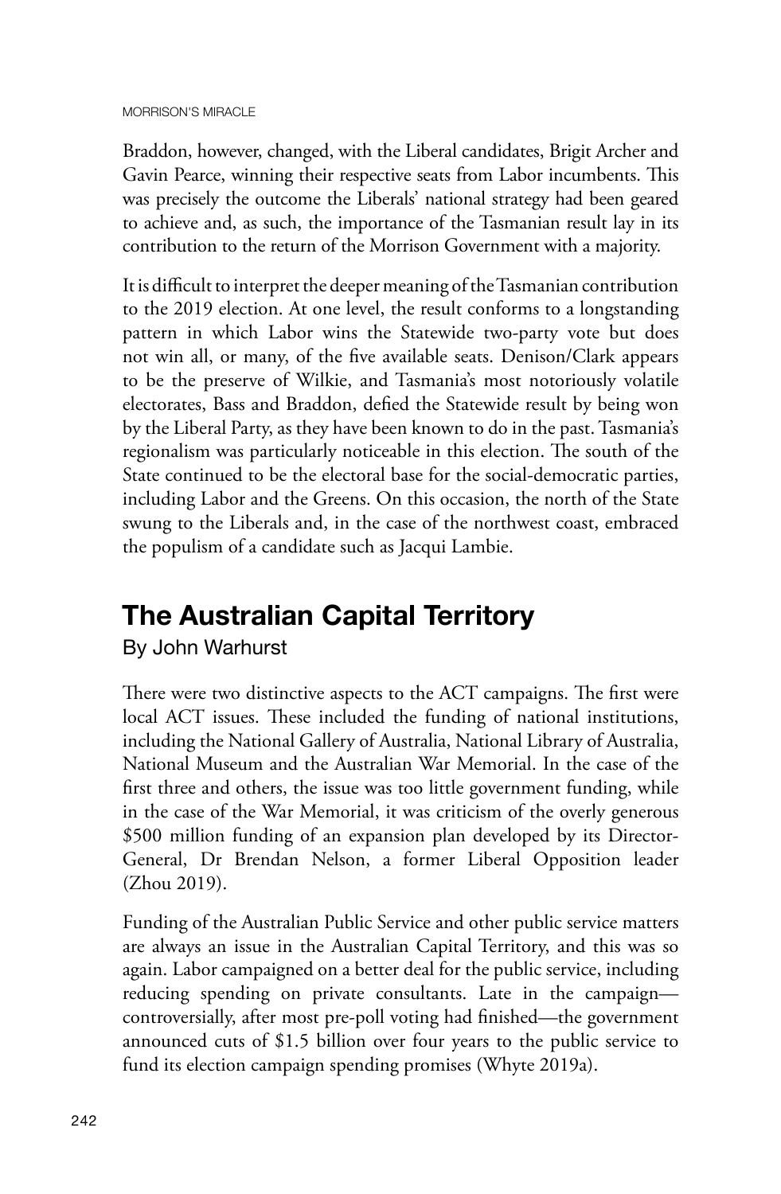Braddon, however, changed, with the Liberal candidates, Brigit Archer and Gavin Pearce, winning their respective seats from Labor incumbents. This was precisely the outcome the Liberals' national strategy had been geared to achieve and, as such, the importance of the Tasmanian result lay in its contribution to the return of the Morrison Government with a majority.

It is difficult to interpret the deeper meaning of the Tasmanian contribution to the 2019 election. At one level, the result conforms to a longstanding pattern in which Labor wins the Statewide two-party vote but does not win all, or many, of the five available seats. Denison/Clark appears to be the preserve of Wilkie, and Tasmania's most notoriously volatile electorates, Bass and Braddon, defied the Statewide result by being won by the Liberal Party, as they have been known to do in the past. Tasmania's regionalism was particularly noticeable in this election. The south of the State continued to be the electoral base for the social-democratic parties, including Labor and the Greens. On this occasion, the north of the State swung to the Liberals and, in the case of the northwest coast, embraced the populism of a candidate such as Jacqui Lambie.

## The Australian Capital Territory

By John Warhurst

There were two distinctive aspects to the ACT campaigns. The first were local ACT issues. These included the funding of national institutions, including the National Gallery of Australia, National Library of Australia, National Museum and the Australian War Memorial. In the case of the first three and others, the issue was too little government funding, while in the case of the War Memorial, it was criticism of the overly generous $500 million funding of an expansion plan developed by its Director-General, Dr Brendan Nelson, a former Liberal Opposition leader (Zhou 2019).

Funding of the Australian Public Service and other public service matters are always an issue in the Australian Capital Territory, and this was so again. Labor campaigned on a better deal for the public service, including reducing spending on private consultants. Late in the campaign—controversially, after most pre-poll voting had finished—the government announced cuts of $1.5 billion over four years to the public service to fund its election campaign spending promises (Whyte 2019a).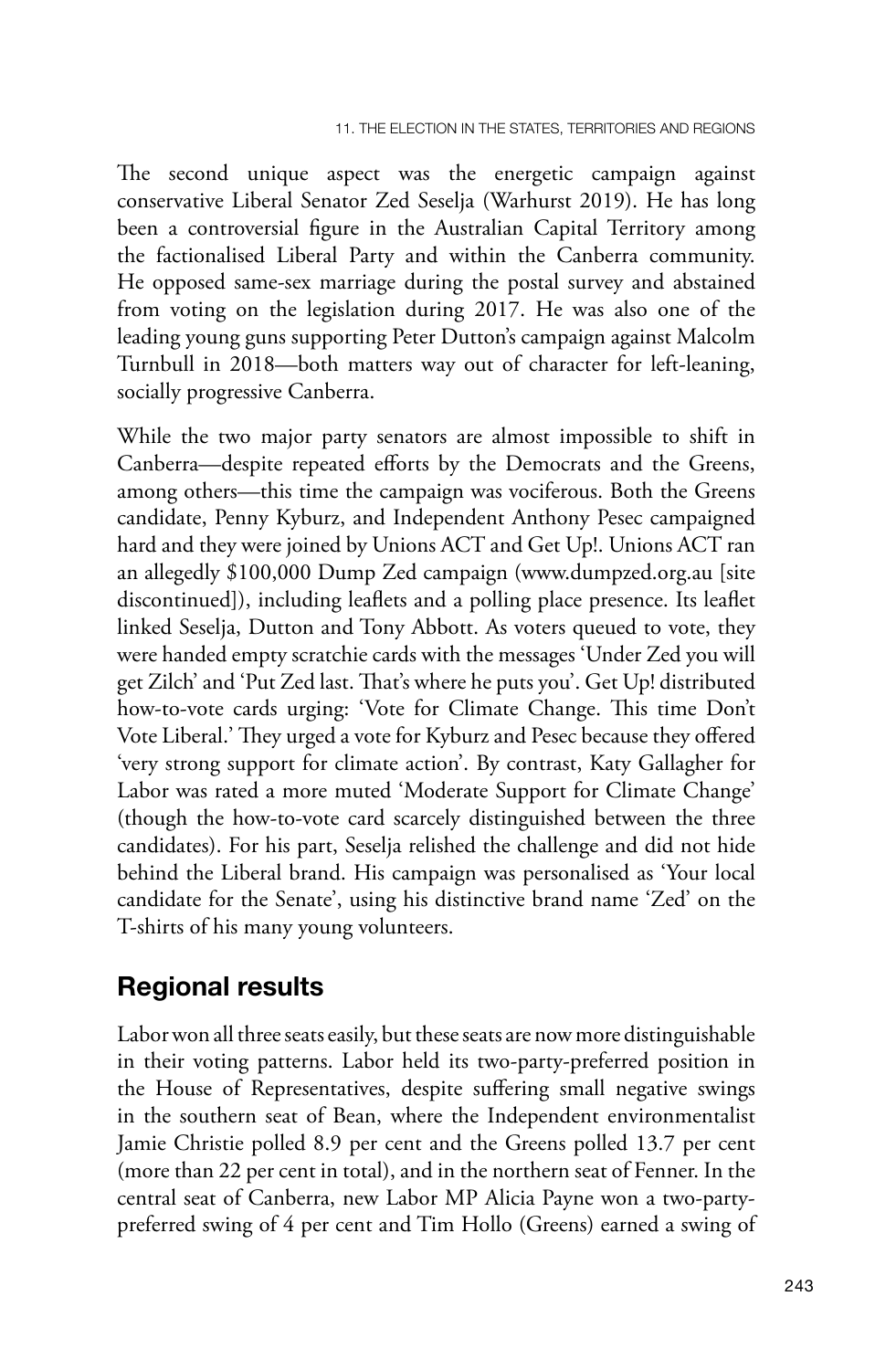The second unique aspect was the energetic campaign against conservative Liberal Senator Zed Seselja (Warhurst 2019). He has long been a controversial figure in the Australian Capital Territory among the factionalised Liberal Party and within the Canberra community. He opposed same-sex marriage during the postal survey and abstained from voting on the legislation during 2017. He was also one of the leading young guns supporting Peter Dutton's campaign against Malcolm Turnbull in 2018—both matters way out of character for left-leaning, socially progressive Canberra.

While the two major party senators are almost impossible to shift in Canberra—despite repeated efforts by the Democrats and the Greens, among others—this time the campaign was vociferous. Both the Greens candidate, Penny Kyburz, and Independent Anthony Pesec campaigned hard and they were joined by Unions ACT and Get Up!. Unions ACT ran an allegedly $100,000 Dump Zed campaign (www.dumpzed.org.au [site discontinued]), including leaflets and a polling place presence. Its leaflet linked Seselja, Dutton and Tony Abbott. As voters queued to vote, they were handed empty scratchie cards with the messages 'Under Zed you will get Zilch' and 'Put Zed last. That's where he puts you'. Get Up! distributed how-to-vote cards urging: 'Vote for Climate Change. This time Don't Vote Liberal.' They urged a vote for Kyburz and Pesec because they offered 'very strong support for climate action'. By contrast, Katy Gallagher for Labor was rated a more muted 'Moderate Support for Climate Change' (though the how-to-vote card scarcely distinguished between the three candidates). For his part, Seselja relished the challenge and did not hide behind the Liberal brand. His campaign was personalised as 'Your local candidate for the Senate', using his distinctive brand name 'Zed' on the T-shirts of his many young volunteers.

## Regional results

Labor won all three seats easily, but these seats are now more distinguishable in their voting patterns. Labor held its two-party-preferred position in the House of Representatives, despite suffering small negative swings in the southern seat of Bean, where the Independent environmentalist Jamie Christie polled 8.9 per cent and the Greens polled 13.7 per cent (more than 22 per cent in total), and in the northern seat of Fenner. In the central seat of Canberra, new Labor MP Alicia Payne won a two-party-preferred swing of 4 per cent and Tim Hollo (Greens) earned a swing of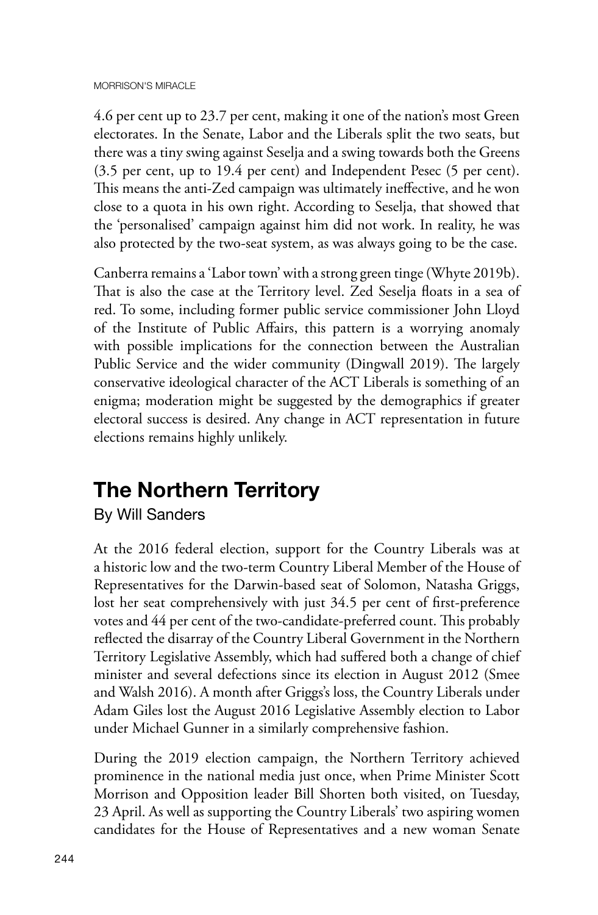4.6 per cent up to 23.7 per cent, making it one of the nation's most Green electorates. In the Senate, Labor and the Liberals split the two seats, but there was a tiny swing against Seselja and a swing towards both the Greens (3.5 per cent, up to 19.4 per cent) and Independent Pesec (5 per cent). This means the anti-Zed campaign was ultimately ineffective, and he won close to a quota in his own right. According to Seselja, that showed that the 'personalised' campaign against him did not work. In reality, he was also protected by the two-seat system, as was always going to be the case.

Canberra remains a 'Labor town' with a strong green tinge (Whyte 2019b). That is also the case at the Territory level. Zed Seselja floats in a sea of red. To some, including former public service commissioner John Lloyd of the Institute of Public Affairs, this pattern is a worrying anomaly with possible implications for the connection between the Australian Public Service and the wider community (Dingwall 2019). The largely conservative ideological character of the ACT Liberals is something of an enigma; moderation might be suggested by the demographics if greater electoral success is desired. Any change in ACT representation in future elections remains highly unlikely.

## The Northern Territory

By Will Sanders

At the 2016 federal election, support for the Country Liberals was at a historic low and the two-term Country Liberal Member of the House of Representatives for the Darwin-based seat of Solomon, Natasha Griggs, lost her seat comprehensively with just 34.5 per cent of first-preference votes and 44 per cent of the two-candidate-preferred count. This probably reflected the disarray of the Country Liberal Government in the Northern Territory Legislative Assembly, which had suffered both a change of chief minister and several defections since its election in August 2012 (Smee and Walsh 2016). A month after Griggs's loss, the Country Liberals under Adam Giles lost the August 2016 Legislative Assembly election to Labor under Michael Gunner in a similarly comprehensive fashion.

During the 2019 election campaign, the Northern Territory achieved prominence in the national media just once, when Prime Minister Scott Morrison and Opposition leader Bill Shorten both visited, on Tuesday, 23 April. As well as supporting the Country Liberals' two aspiring women candidates for the House of Representatives and a new woman Senate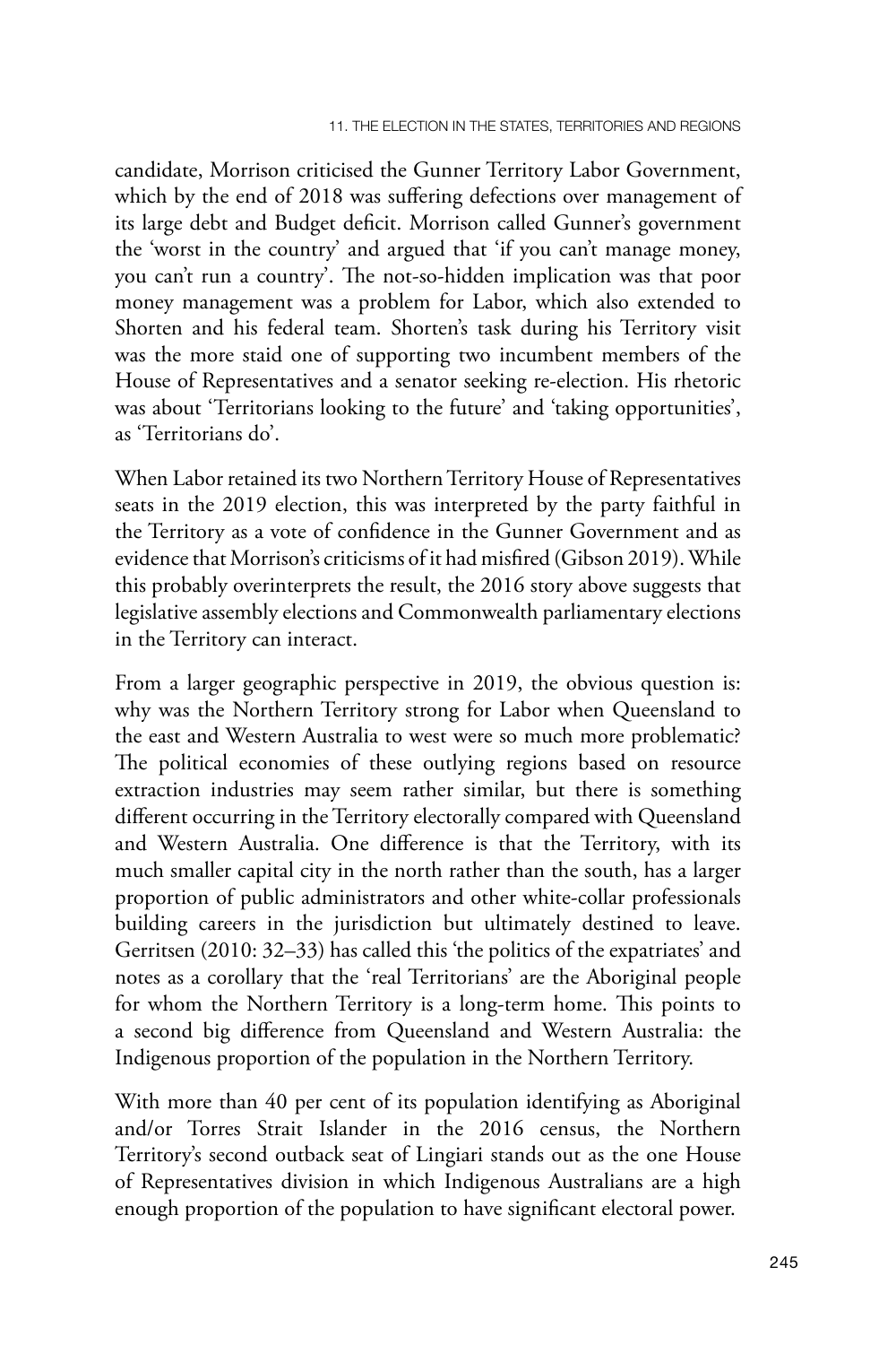candidate, Morrison criticised the Gunner Territory Labor Government, which by the end of 2018 was suffering defections over management of its large debt and Budget deficit. Morrison called Gunner's government the 'worst in the country' and argued that 'if you can't manage money, you can't run a country'. The not-so-hidden implication was that poor money management was a problem for Labor, which also extended to Shorten and his federal team. Shorten's task during his Territory visit was the more staid one of supporting two incumbent members of the House of Representatives and a senator seeking re-election. His rhetoric was about 'Territorians looking to the future' and 'taking opportunities', as 'Territorians do'.

When Labor retained its two Northern Territory House of Representatives seats in the 2019 election, this was interpreted by the party faithful in the Territory as a vote of confidence in the Gunner Government and as evidence that Morrison's criticisms of it had misfired (Gibson 2019). While this probably overinterprets the result, the 2016 story above suggests that legislative assembly elections and Commonwealth parliamentary elections in the Territory can interact.

From a larger geographic perspective in 2019, the obvious question is: why was the Northern Territory strong for Labor when Queensland to the east and Western Australia to west were so much more problematic? The political economies of these outlying regions based on resource extraction industries may seem rather similar, but there is something different occurring in the Territory electorally compared with Queensland and Western Australia. One difference is that the Territory, with its much smaller capital city in the north rather than the south, has a larger proportion of public administrators and other white-collar professionals building careers in the jurisdiction but ultimately destined to leave. Gerritsen (2010: 32–33) has called this 'the politics of the expatriates' and notes as a corollary that the 'real Territorians' are the Aboriginal people for whom the Northern Territory is a long-term home. This points to a second big difference from Queensland and Western Australia: the Indigenous proportion of the population in the Northern Territory.

With more than 40 per cent of its population identifying as Aboriginal and/or Torres Strait Islander in the 2016 census, the Northern Territory's second outback seat of Lingiari stands out as the one House of Representatives division in which Indigenous Australians are a high enough proportion of the population to have significant electoral power.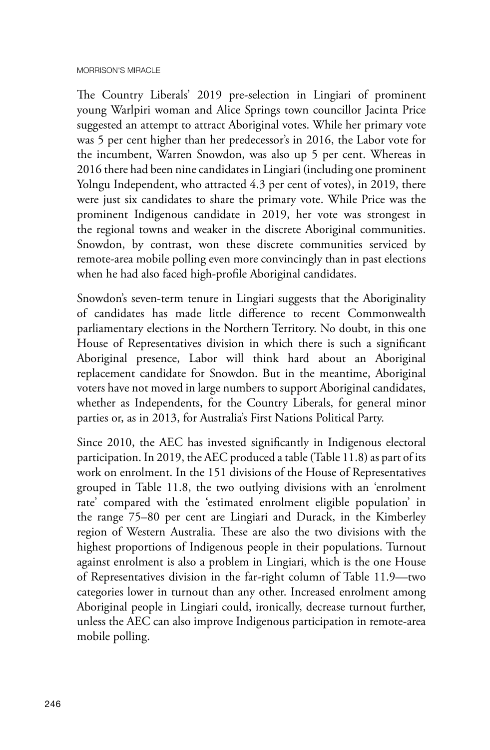The Country Liberals' 2019 pre-selection in Lingiari of prominent young Warlpiri woman and Alice Springs town councillor Jacinta Price suggested an attempt to attract Aboriginal votes. While her primary vote was 5 per cent higher than her predecessor's in 2016, the Labor vote for the incumbent, Warren Snowdon, was also up 5 per cent. Whereas in 2016 there had been nine candidates in Lingiari (including one prominent Yolngu Independent, who attracted 4.3 per cent of votes), in 2019, there were just six candidates to share the primary vote. While Price was the prominent Indigenous candidate in 2019, her vote was strongest in the regional towns and weaker in the discrete Aboriginal communities. Snowdon, by contrast, won these discrete communities serviced by remote-area mobile polling even more convincingly than in past elections when he had also faced high-profile Aboriginal candidates.

Snowdon's seven-term tenure in Lingiari suggests that the Aboriginality of candidates has made little difference to recent Commonwealth parliamentary elections in the Northern Territory. No doubt, in this one House of Representatives division in which there is such a significant Aboriginal presence, Labor will think hard about an Aboriginal replacement candidate for Snowdon. But in the meantime, Aboriginal voters have not moved in large numbers to support Aboriginal candidates, whether as Independents, for the Country Liberals, for general minor parties or, as in 2013, for Australia's First Nations Political Party.

Since 2010, the AEC has invested significantly in Indigenous electoral participation. In 2019, the AEC produced a table (Table 11.8) as part of its work on enrolment. In the 151 divisions of the House of Representatives grouped in Table 11.8, the two outlying divisions with an 'enrolment rate' compared with the 'estimated enrolment eligible population' in the range 75–80 per cent are Lingiari and Durack, in the Kimberley region of Western Australia. These are also the two divisions with the highest proportions of Indigenous people in their populations. Turnout against enrolment is also a problem in Lingiari, which is the one House of Representatives division in the far-right column of Table 11.9—two categories lower in turnout than any other. Increased enrolment among Aboriginal people in Lingiari could, ironically, decrease turnout further, unless the AEC can also improve Indigenous participation in remote-area mobile polling.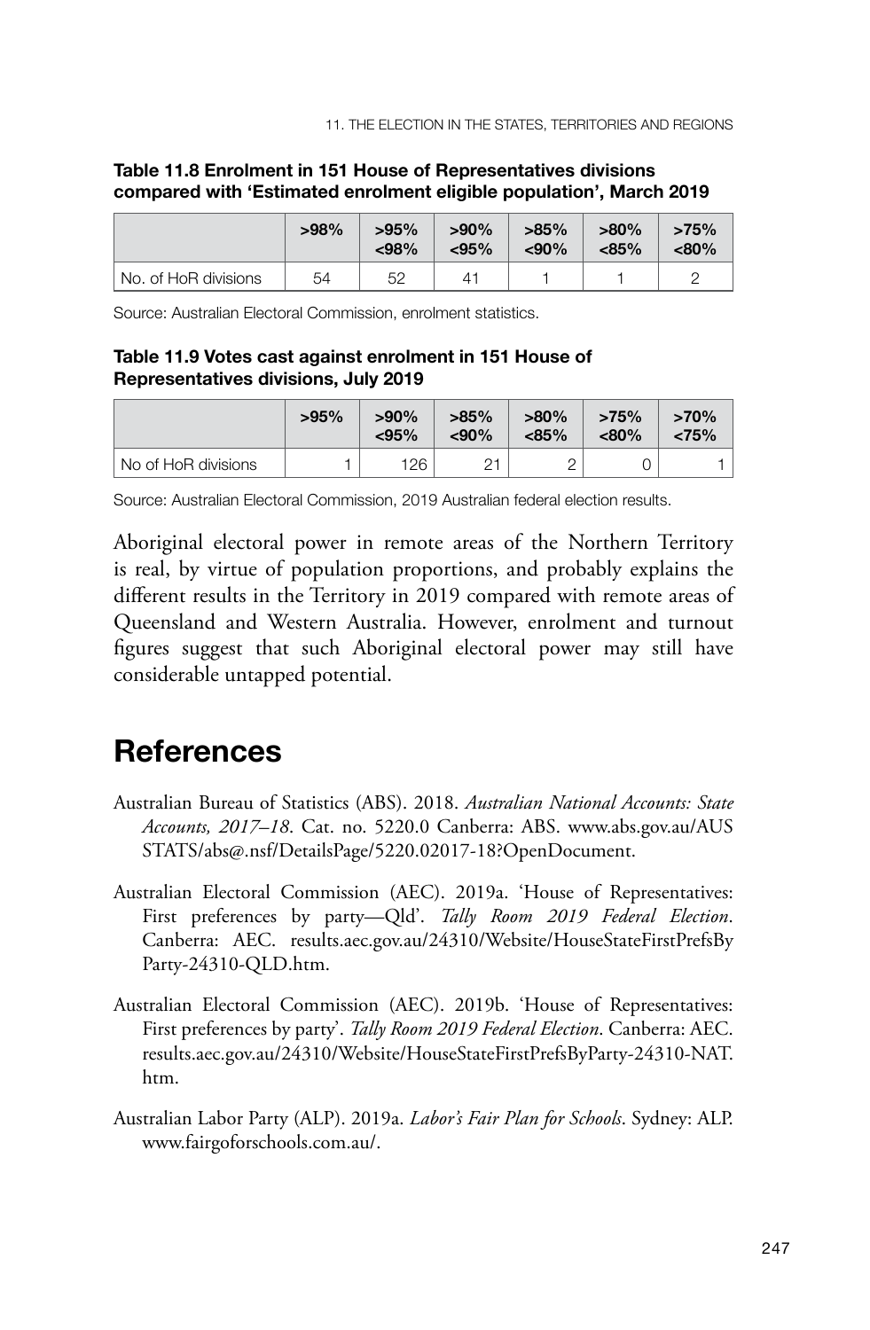**Table 11.8 Enrolment in 151 House of Representatives divisions compared with 'Estimated enrolment eligible population', March 2019**

| | >98% | >95% <98% | >90% <95% | >85% <90% | >80% <85% | >75% <80% |
|---|---|---|---|---|---|---|
| No. of HoR divisions | 54 | 52 | 41 | 1 | 1 | 2 |

Source: Australian Electoral Commission, enrolment statistics.

**Table 11.9 Votes cast against enrolment in 151 House of Representatives divisions, July 2019**

| | >95% | >90% <95% | >85% <90% | >80% <85% | >75% <80% | >70% <75% |
|---|---|---|---|---|---|---|
| No of HoR divisions | 1 | 126 | 21 | 2 | 0 | 1 |

Source: Australian Electoral Commission, 2019 Australian federal election results.

Aboriginal electoral power in remote areas of the Northern Territory is real, by virtue of population proportions, and probably explains the different results in the Territory in 2019 compared with remote areas of Queensland and Western Australia. However, enrolment and turnout figures suggest that such Aboriginal electoral power may still have considerable untapped potential.

# References

Australian Bureau of Statistics (ABS). 2018. *Australian National Accounts: State Accounts, 2017–18*. Cat. no. 5220.0 Canberra: ABS. www.abs.gov.au/AUSSTATS/abs@.nsf/DetailsPage/5220.02017-18?OpenDocument.

Australian Electoral Commission (AEC). 2019a. 'House of Representatives: First preferences by party—Qld'. *Tally Room 2019 Federal Election*. Canberra: AEC. results.aec.gov.au/24310/Website/HouseStateFirstPrefsByParty-24310-QLD.htm.

Australian Electoral Commission (AEC). 2019b. 'House of Representatives: First preferences by party'. *Tally Room 2019 Federal Election*. Canberra: AEC. results.aec.gov.au/24310/Website/HouseStateFirstPrefsByParty-24310-NAT.htm.

Australian Labor Party (ALP). 2019a. *Labor's Fair Plan for Schools*. Sydney: ALP. www.fairgoforschools.com.au/.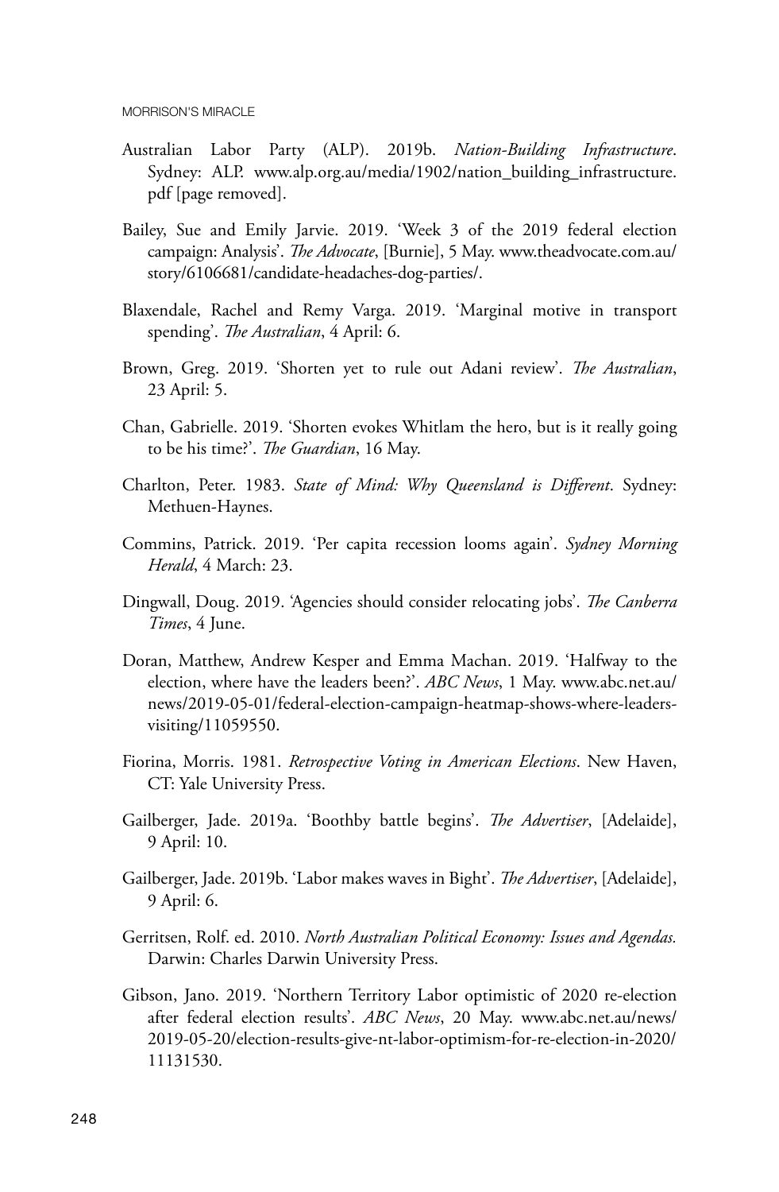Australian Labor Party (ALP). 2019b. *Nation-Building Infrastructure*. Sydney: ALP. www.alp.org.au/media/1902/nation_building_infrastructure.pdf [page removed].

Bailey, Sue and Emily Jarvie. 2019. 'Week 3 of the 2019 federal election campaign: Analysis'. *The Advocate*, [Burnie], 5 May. www.theadvocate.com.au/story/6106681/candidate-headaches-dog-parties/.

Blaxendale, Rachel and Remy Varga. 2019. 'Marginal motive in transport spending'. *The Australian*, 4 April: 6.

Brown, Greg. 2019. 'Shorten yet to rule out Adani review'. *The Australian*, 23 April: 5.

Chan, Gabrielle. 2019. 'Shorten evokes Whitlam the hero, but is it really going to be his time?'. *The Guardian*, 16 May.

Charlton, Peter. 1983. *State of Mind: Why Queensland is Different*. Sydney: Methuen-Haynes.

Commins, Patrick. 2019. 'Per capita recession looms again'. *Sydney Morning Herald*, 4 March: 23.

Dingwall, Doug. 2019. 'Agencies should consider relocating jobs'. *The Canberra Times*, 4 June.

Doran, Matthew, Andrew Kesper and Emma Machan. 2019. 'Halfway to the election, where have the leaders been?'. *ABC News*, 1 May. www.abc.net.au/news/2019-05-01/federal-election-campaign-heatmap-shows-where-leaders-visiting/11059550.

Fiorina, Morris. 1981. *Retrospective Voting in American Elections*. New Haven, CT: Yale University Press.

Gailberger, Jade. 2019a. 'Boothby battle begins'. *The Advertiser*, [Adelaide], 9 April: 10.

Gailberger, Jade. 2019b. 'Labor makes waves in Bight'. *The Advertiser*, [Adelaide], 9 April: 6.

Gerritsen, Rolf. ed. 2010. *North Australian Political Economy: Issues and Agendas.* Darwin: Charles Darwin University Press.

Gibson, Jano. 2019. 'Northern Territory Labor optimistic of 2020 re-election after federal election results'. *ABC News*, 20 May. www.abc.net.au/news/2019-05-20/election-results-give-nt-labor-optimism-for-re-election-in-2020/11131530.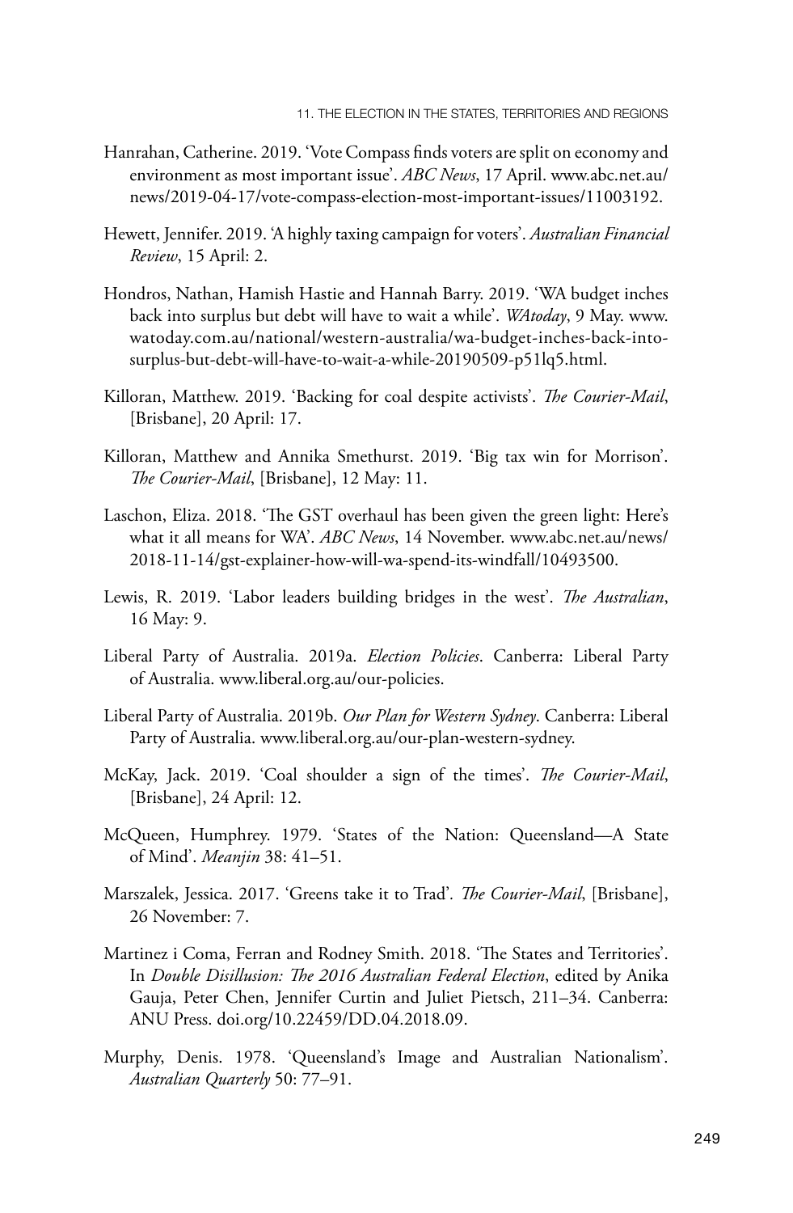Hanrahan, Catherine. 2019. 'Vote Compass finds voters are split on economy and environment as most important issue'. *ABC News*, 17 April. www.abc.net.au/news/2019-04-17/vote-compass-election-most-important-issues/11003192.

Hewett, Jennifer. 2019. 'A highly taxing campaign for voters'. *Australian Financial Review*, 15 April: 2.

Hondros, Nathan, Hamish Hastie and Hannah Barry. 2019. 'WA budget inches back into surplus but debt will have to wait a while'. *WAtoday*, 9 May. www.watoday.com.au/national/western-australia/wa-budget-inches-back-into-surplus-but-debt-will-have-to-wait-a-while-20190509-p51lq5.html.

Killoran, Matthew. 2019. 'Backing for coal despite activists'. *The Courier-Mail*, [Brisbane], 20 April: 17.

Killoran, Matthew and Annika Smethurst. 2019. 'Big tax win for Morrison'. *The Courier-Mail*, [Brisbane], 12 May: 11.

Laschon, Eliza. 2018. 'The GST overhaul has been given the green light: Here's what it all means for WA'. *ABC News*, 14 November. www.abc.net.au/news/2018-11-14/gst-explainer-how-will-wa-spend-its-windfall/10493500.

Lewis, R. 2019. 'Labor leaders building bridges in the west'. *The Australian*, 16 May: 9.

Liberal Party of Australia. 2019a. *Election Policies*. Canberra: Liberal Party of Australia. www.liberal.org.au/our-policies.

Liberal Party of Australia. 2019b. *Our Plan for Western Sydney*. Canberra: Liberal Party of Australia. www.liberal.org.au/our-plan-western-sydney.

McKay, Jack. 2019. 'Coal shoulder a sign of the times'. *The Courier-Mail*, [Brisbane], 24 April: 12.

McQueen, Humphrey. 1979. 'States of the Nation: Queensland—A State of Mind'. *Meanjin* 38: 41–51.

Marszalek, Jessica. 2017. 'Greens take it to Trad'. *The Courier-Mail*, [Brisbane], 26 November: 7.

Martinez i Coma, Ferran and Rodney Smith. 2018. 'The States and Territories'. In *Double Disillusion: The 2016 Australian Federal Election*, edited by Anika Gauja, Peter Chen, Jennifer Curtin and Juliet Pietsch, 211–34. Canberra: ANU Press. doi.org/10.22459/DD.04.2018.09.

Murphy, Denis. 1978. 'Queensland's Image and Australian Nationalism'. *Australian Quarterly* 50: 77–91.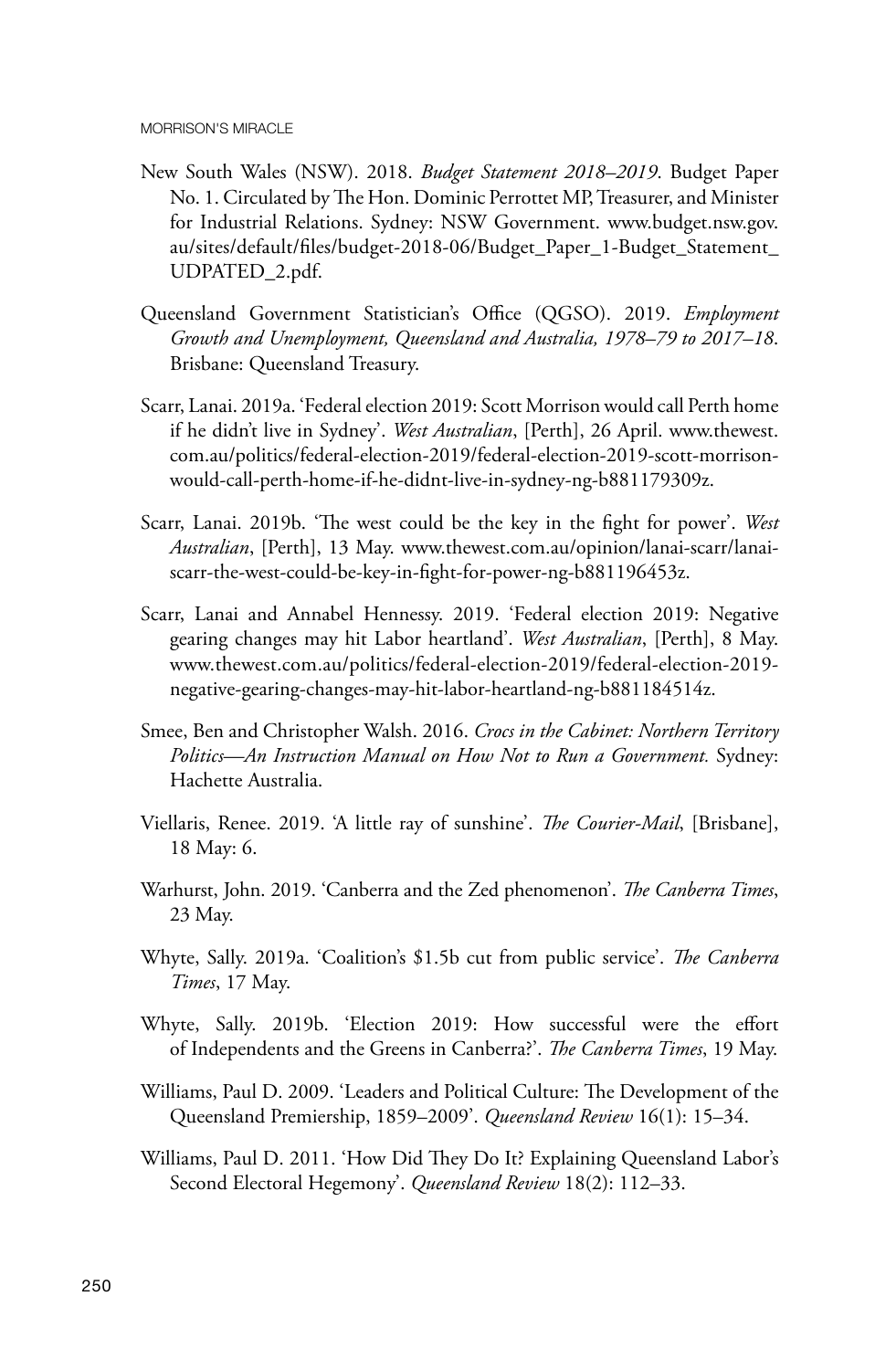New South Wales (NSW). 2018. *Budget Statement 2018–2019*. Budget Paper No. 1. Circulated by The Hon. Dominic Perrottet MP, Treasurer, and Minister for Industrial Relations. Sydney: NSW Government. www.budget.nsw.gov.au/sites/default/files/budget-2018-06/Budget_Paper_1-Budget_Statement_UDPATED_2.pdf.

Queensland Government Statistician's Office (QGSO). 2019. *Employment Growth and Unemployment, Queensland and Australia, 1978–79 to 2017–18*. Brisbane: Queensland Treasury.

Scarr, Lanai. 2019a. 'Federal election 2019: Scott Morrison would call Perth home if he didn't live in Sydney'. *West Australian*, [Perth], 26 April. www.thewest.com.au/politics/federal-election-2019/federal-election-2019-scott-morrison-would-call-perth-home-if-he-didnt-live-in-sydney-ng-b881179309z.

Scarr, Lanai. 2019b. 'The west could be the key in the fight for power'. *West Australian*, [Perth], 13 May. www.thewest.com.au/opinion/lanai-scarr/lanai-scarr-the-west-could-be-key-in-fight-for-power-ng-b881196453z.

Scarr, Lanai and Annabel Hennessy. 2019. 'Federal election 2019: Negative gearing changes may hit Labor heartland'. *West Australian*, [Perth], 8 May. www.thewest.com.au/politics/federal-election-2019/federal-election-2019-negative-gearing-changes-may-hit-labor-heartland-ng-b881184514z.

Smee, Ben and Christopher Walsh. 2016. *Crocs in the Cabinet: Northern Territory Politics—An Instruction Manual on How Not to Run a Government.* Sydney: Hachette Australia.

Viellaris, Renee. 2019. 'A little ray of sunshine'. *The Courier-Mail*, [Brisbane], 18 May: 6.

Warhurst, John. 2019. 'Canberra and the Zed phenomenon'. *The Canberra Times*, 23 May.

Whyte, Sally. 2019a. 'Coalition's $1.5b cut from public service'. *The Canberra Times*, 17 May.

Whyte, Sally. 2019b. 'Election 2019: How successful were the effort of Independents and the Greens in Canberra?'. *The Canberra Times*, 19 May.

Williams, Paul D. 2009. 'Leaders and Political Culture: The Development of the Queensland Premiership, 1859–2009'. *Queensland Review* 16(1): 15–34.

Williams, Paul D. 2011. 'How Did They Do It? Explaining Queensland Labor's Second Electoral Hegemony'. *Queensland Review* 18(2): 112–33.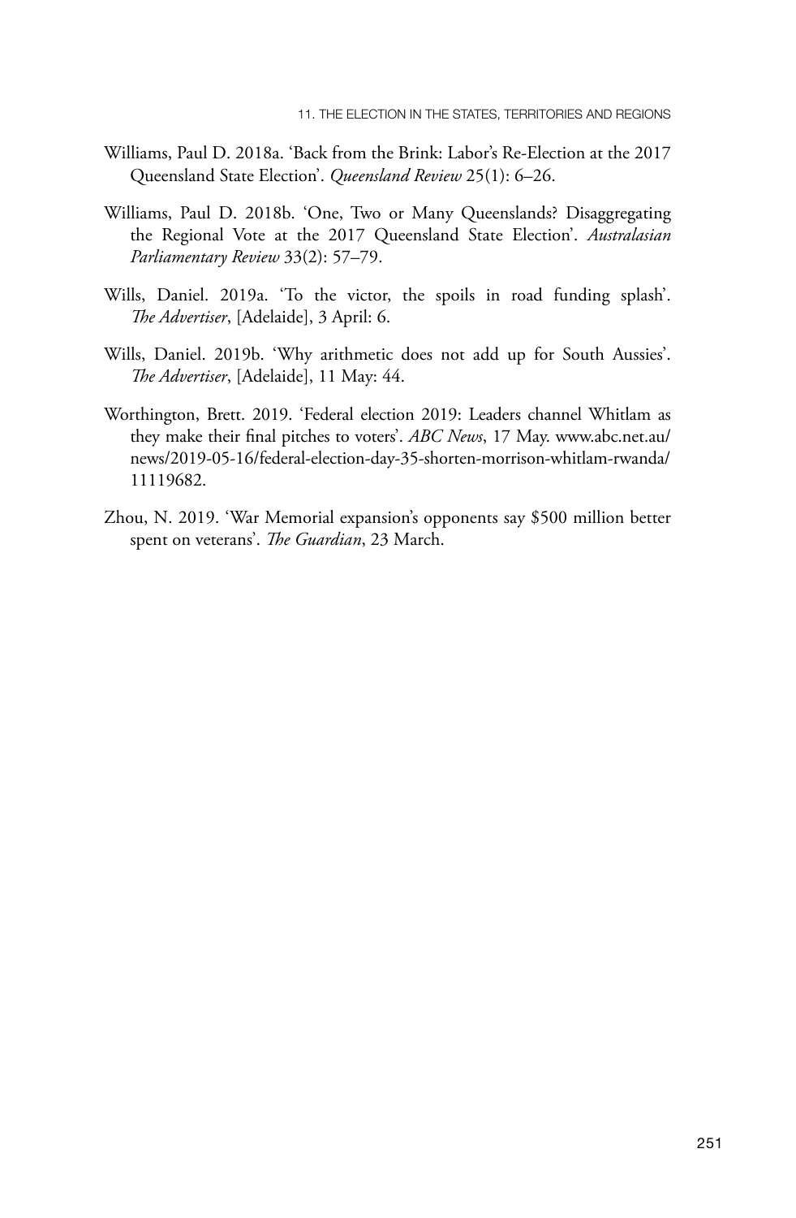Williams, Paul D. 2018a. 'Back from the Brink: Labor's Re-Election at the 2017 Queensland State Election'. *Queensland Review* 25(1): 6–26.

Williams, Paul D. 2018b. 'One, Two or Many Queenslands? Disaggregating the Regional Vote at the 2017 Queensland State Election'. *Australasian Parliamentary Review* 33(2): 57–79.

Wills, Daniel. 2019a. 'To the victor, the spoils in road funding splash'. *The Advertiser*, [Adelaide], 3 April: 6.

Wills, Daniel. 2019b. 'Why arithmetic does not add up for South Aussies'. *The Advertiser*, [Adelaide], 11 May: 44.

Worthington, Brett. 2019. 'Federal election 2019: Leaders channel Whitlam as they make their final pitches to voters'. *ABC News*, 17 May. www.abc.net.au/news/2019-05-16/federal-election-day-35-shorten-morrison-whitlam-rwanda/11119682.

Zhou, N. 2019. 'War Memorial expansion's opponents say $500 million better spent on veterans'. *The Guardian*, 23 March.